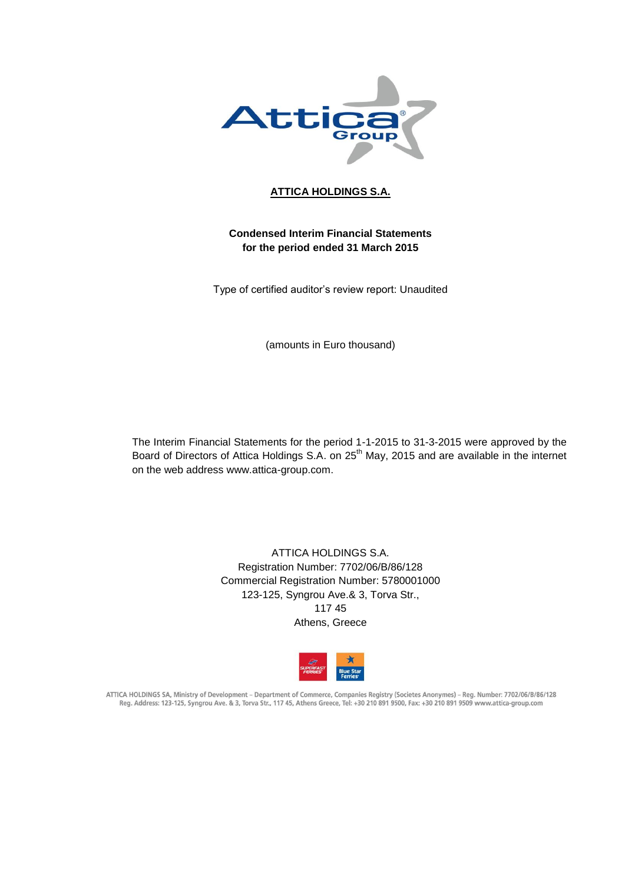**ATTICA HOLDINGS S.A.**

**Condensed Interim Financial Statements for the period ended 31 March 2015**

Type of certified auditor's review report: Unaudited

(amounts in Euro thousand)

The Interim Financial Statements for the period 1-1-2015 to 31-3-2015 were approved by the Board of Directors of Attica Holdings S.A. on 25th May, 2015 and are available in the internet on the web address www.attica-group.com.

ATTICA HOLDINGS S.A.
Registration Number: 7702/06/B/86/128
Commercial Registration Number: 5780001000
123-125, Syngrou Ave.& 3, Torva Str.,
117 45
Athens, Greece

ATTICA HOLDINGS SA, Ministry of Development – Department of Commerce, Companies Registry (Societes Anonymes) – Reg. Number: 7702/06/B/86/128
Reg. Address: 123-125, Syngrou Ave. & 3, Torva Str., 117 45, Athens Greece, Tel: +30 210 891 9500, Fax: +30 210 891 9509 www.attica-group.com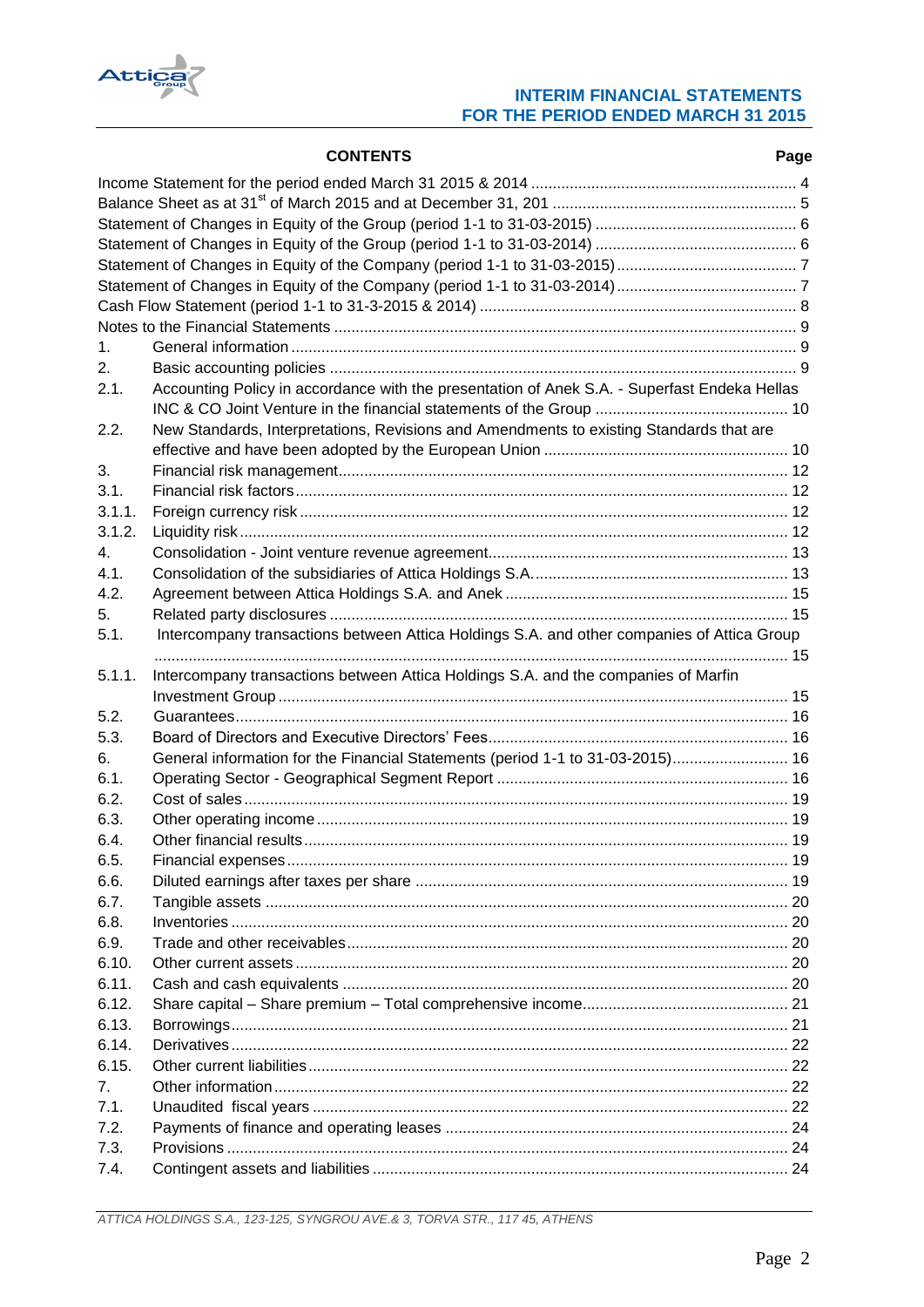## CONTENTS

| | | Page |
|---|---|---|
| Income Statement for the period ended March 31 2015 & 2014 | | 4 |
| Balance Sheet as at 31st of March 2015 and at December 31, 201 | | 5 |
| Statement of Changes in Equity of the Group (period 1-1 to 31-03-2015) | | 6 |
| Statement of Changes in Equity of the Group (period 1-1 to 31-03-2014) | | 6 |
| Statement of Changes in Equity of the Company (period 1-1 to 31-03-2015) | | 7 |
| Statement of Changes in Equity of the Company (period 1-1 to 31-03-2014) | | 7 |
| Cash Flow Statement (period 1-1 to 31-3-2015 & 2014) | | 8 |
| Notes to the Financial Statements | | 9 |
| 1. | General information | 9 |
| 2. | Basic accounting policies | 9 |
| 2.1. | Accounting Policy in accordance with the presentation of Anek S.A. - Superfast Endeka Hellas INC & CO Joint Venture in the financial statements of the Group | 10 |
| 2.2. | New Standards, Interpretations, Revisions and Amendments to existing Standards that are effective and have been adopted by the European Union | 10 |
| 3. | Financial risk management | 12 |
| 3.1. | Financial risk factors | 12 |
| 3.1.1. | Foreign currency risk | 12 |
| 3.1.2. | Liquidity risk | 12 |
| 4. | Consolidation - Joint venture revenue agreement | 13 |
| 4.1. | Consolidation of the subsidiaries of Attica Holdings S.A. | 13 |
| 4.2. | Agreement between Attica Holdings S.A. and Anek | 15 |
| 5. | Related party disclosures | 15 |
| 5.1. | Intercompany transactions between Attica Holdings S.A. and other companies of Attica Group | 15 |
| 5.1.1. | Intercompany transactions between Attica Holdings S.A. and the companies of Marfin Investment Group | 15 |
| 5.2. | Guarantees | 16 |
| 5.3. | Board of Directors and Executive Directors' Fees | 16 |
| 6. | General information for the Financial Statements (period 1-1 to 31-03-2015) | 16 |
| 6.1. | Operating Sector - Geographical Segment Report | 16 |
| 6.2. | Cost of sales | 19 |
| 6.3. | Other operating income | 19 |
| 6.4. | Other financial results | 19 |
| 6.5. | Financial expenses | 19 |
| 6.6. | Diluted earnings after taxes per share | 19 |
| 6.7. | Tangible assets | 20 |
| 6.8. | Inventories | 20 |
| 6.9. | Trade and other receivables | 20 |
| 6.10. | Other current assets | 20 |
| 6.11. | Cash and cash equivalents | 20 |
| 6.12. | Share capital – Share premium – Total comprehensive income | 21 |
| 6.13. | Borrowings | 21 |
| 6.14. | Derivatives | 22 |
| 6.15. | Other current liabilities | 22 |
| 7. | Other information | 22 |
| 7.1. | Unaudited fiscal years | 22 |
| 7.2. | Payments of finance and operating leases | 24 |
| 7.3. | Provisions | 24 |
| 7.4. | Contingent assets and liabilities | 24 |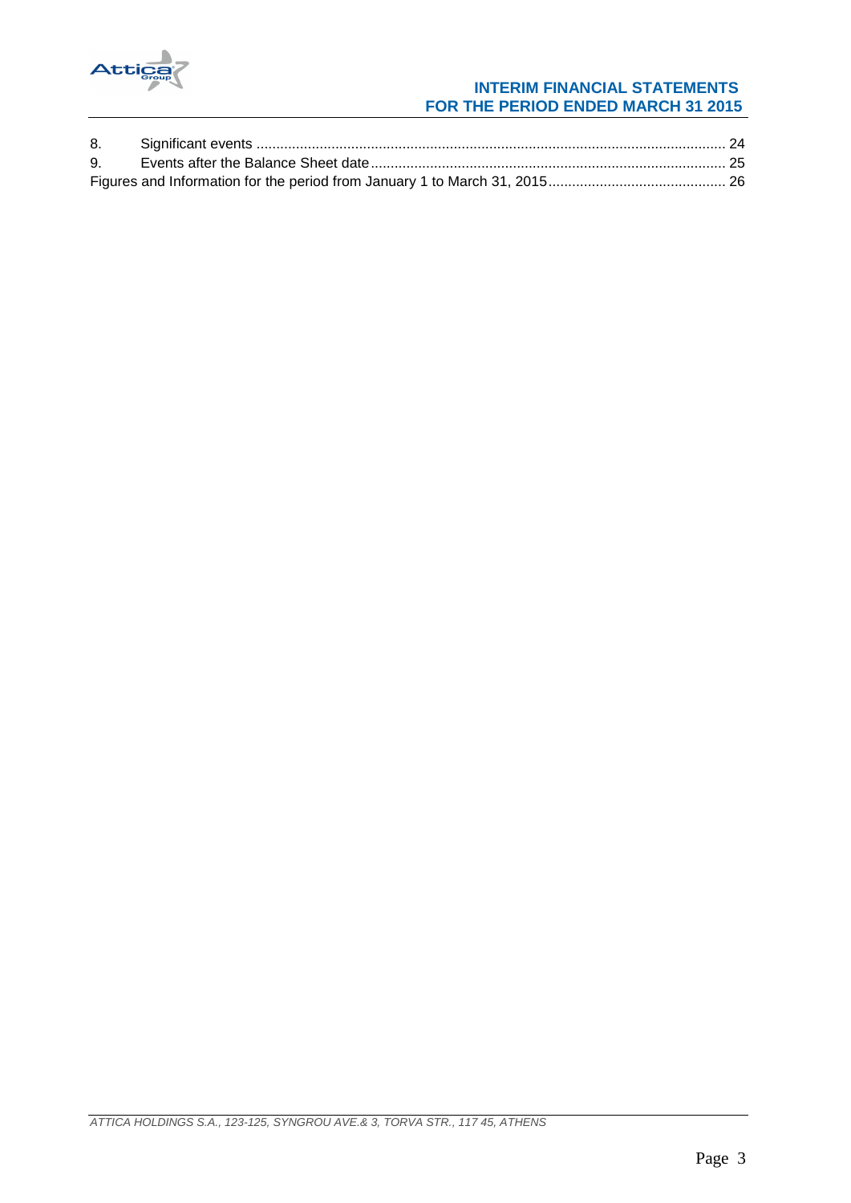8. Significant events ..................................................................................................................... 24
9. Events after the Balance Sheet date......................................................................................... 25

Figures and Information for the period from January 1 to March 31, 2015............................................ 26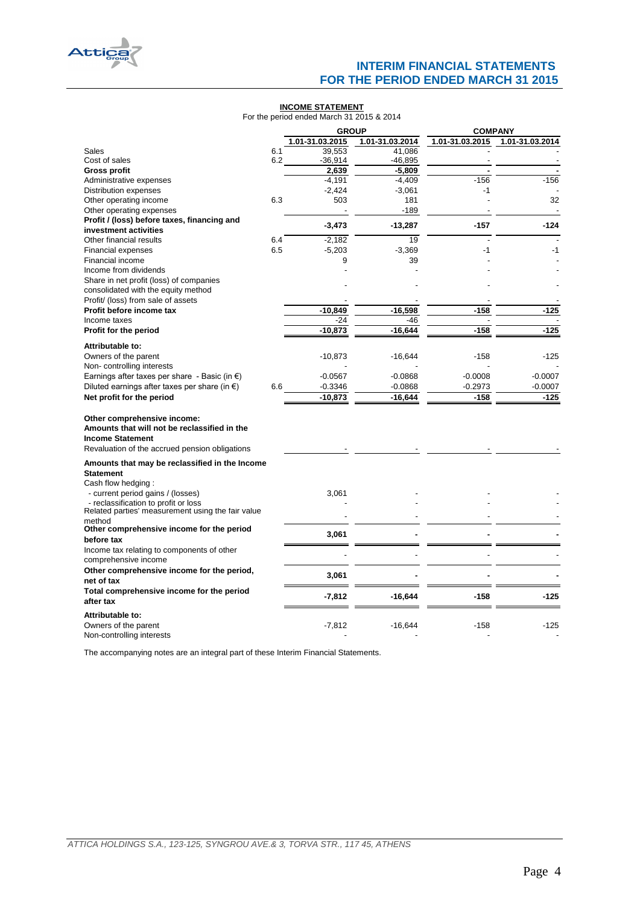## INCOME STATEMENT

For the period ended March 31 2015 & 2014

| | | GROUP | | COMPANY | |
|---|---|---|---|---|---|
| | | 1.01-31.03.2015 | 1.01-31.03.2014 | 1.01-31.03.2015 | 1.01-31.03.2014 |
| Sales | 6.1 | 39,553 | 41,086 | - | - |
| Cost of sales | 6.2 | -36,914 | -46,895 | - | - |
| **Gross profit** | | **2,639** | **-5,809** | **-** | **-** |
| Administrative expenses | | -4,191 | -4,409 | -156 | -156 |
| Distribution expenses | | -2,424 | -3,061 | -1 | - |
| Other operating income | 6.3 | 503 | 181 | - | 32 |
| Other operating expenses | | - | -189 | - | - |
| **Profit / (loss) before taxes, financing and investment activities** | | **-3,473** | **-13,287** | **-157** | **-124** |
| Other financial results | 6.4 | -2,182 | 19 | - | - |
| Financial expenses | 6.5 | -5,203 | -3,369 | -1 | -1 |
| Financial income | | 9 | 39 | - | - |
| Income from dividends | | - | - | - | - |
| Share in net profit (loss) of companies consolidated with the equity method | | - | - | - | - |
| Profit/ (loss) from sale of assets | | - | - | - | - |
| **Profit before income tax** | | **-10,849** | **-16,598** | **-158** | **-125** |
| Income taxes | | -24 | -46 | - | - |
| **Profit for the period** | | **-10,873** | **-16,644** | **-158** | **-125** |
| **Attributable to:** | | | | | |
| Owners of the parent | | -10,873 | -16,644 | -158 | -125 |
| Non- controlling interests | | - | - | - | - |
| Earnings after taxes per share - Basic (in €) | | -0.0567 | -0.0868 | -0.0008 | -0.0007 |
| Diluted earnings after taxes per share (in €) | 6.6 | -0.3346 | -0.0868 | -0.2973 | -0.0007 |
| **Net profit for the period** | | **-10,873** | **-16,644** | **-158** | **-125** |
| **Other comprehensive income:** | | | | | |
| **Amounts that will not be reclassified in the Income Statement** | | | | | |
| Revaluation of the accrued pension obligations | | - | - | - | - |
| **Amounts that may be reclassified in the Income Statement** | | | | | |
| Cash flow hedging : | | | | | |
| - current period gains / (losses) | | 3,061 | - | - | - |
| - reclassification to profit or loss | | - | - | - | - |
| Related parties' measurement using the fair value method | | - | - | - | - |
| **Other comprehensive income for the period before tax** | | **3,061** | **-** | **-** | **-** |
| Income tax relating to components of other comprehensive income | | - | - | - | - |
| **Other comprehensive income for the period, net of tax** | | **3,061** | **-** | **-** | **-** |
| **Total comprehensive income for the period after tax** | | **-7,812** | **-16,644** | **-158** | **-125** |
| **Attributable to:** | | | | | |
| Owners of the parent | | -7,812 | -16,644 | -158 | -125 |
| Non-controlling interests | | - | - | - | - |

The accompanying notes are an integral part of these Interim Financial Statements.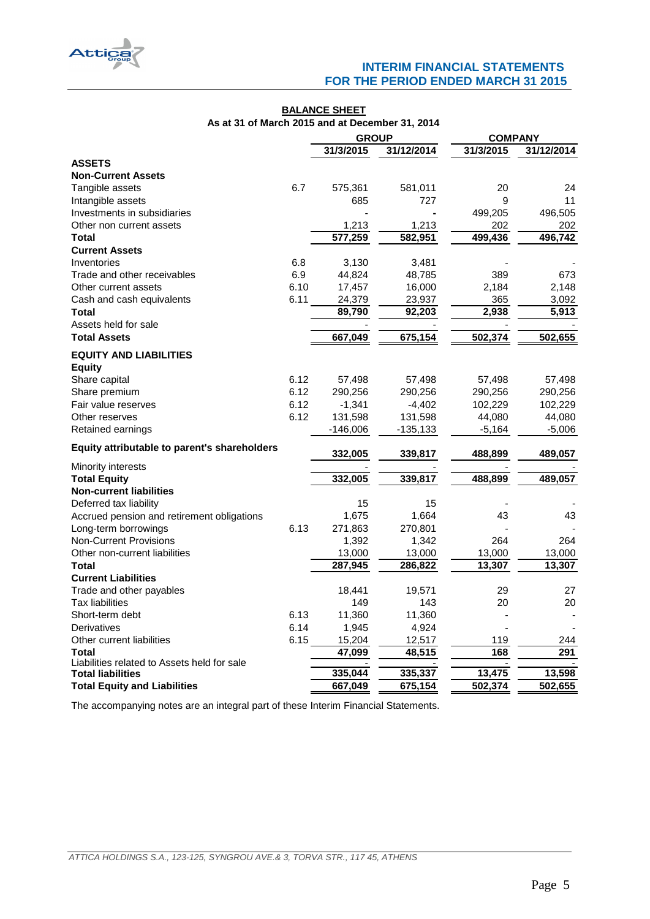## BALANCE SHEET

**As at 31 of March 2015 and at December 31, 2014**

| | | GROUP | | COMPANY | |
|---|---|---|---|---|---|
| | | 31/3/2015 | 31/12/2014 | 31/3/2015 | 31/12/2014 |
| **ASSETS** | | | | | |
| **Non-Current Assets** | | | | | |
| Tangible assets | 6.7 | 575,361 | 581,011 | 20 | 24 |
| Intangible assets | | 685 | 727 | 9 | 11 |
| Investments in subsidiaries | | - | - | 499,205 | 496,505 |
| Other non current assets | | 1,213 | 1,213 | 202 | 202 |
| **Total** | | **577,259** | **582,951** | **499,436** | **496,742** |
| **Current Assets** | | | | | |
| Inventories | 6.8 | 3,130 | 3,481 | - | - |
| Trade and other receivables | 6.9 | 44,824 | 48,785 | 389 | 673 |
| Other current assets | 6.10 | 17,457 | 16,000 | 2,184 | 2,148 |
| Cash and cash equivalents | 6.11 | 24,379 | 23,937 | 365 | 3,092 |
| **Total** | | **89,790** | **92,203** | **2,938** | **5,913** |
| Assets held for sale | | - | - | - | - |
| **Total Assets** | | **667,049** | **675,154** | **502,374** | **502,655** |
| **EQUITY AND LIABILITIES** | | | | | |
| **Equity** | | | | | |
| Share capital | 6.12 | 57,498 | 57,498 | 57,498 | 57,498 |
| Share premium | 6.12 | 290,256 | 290,256 | 290,256 | 290,256 |
| Fair value reserves | 6.12 | -1,341 | -4,402 | 102,229 | 102,229 |
| Other reserves | 6.12 | 131,598 | 131,598 | 44,080 | 44,080 |
| Retained earnings | | -146,006 | -135,133 | -5,164 | -5,006 |
| **Equity attributable to parent's shareholders** | | **332,005** | **339,817** | **488,899** | **489,057** |
| Minority interests | | - | - | - | - |
| **Total Equity** | | **332,005** | **339,817** | **488,899** | **489,057** |
| **Non-current liabilities** | | | | | |
| Deferred tax liability | | 15 | 15 | - | - |
| Accrued pension and retirement obligations | | 1,675 | 1,664 | 43 | 43 |
| Long-term borrowings | 6.13 | 271,863 | 270,801 | - | - |
| Non-Current Provisions | | 1,392 | 1,342 | 264 | 264 |
| Other non-current liabilities | | 13,000 | 13,000 | 13,000 | 13,000 |
| **Total** | | **287,945** | **286,822** | **13,307** | **13,307** |
| **Current Liabilities** | | | | | |
| Trade and other payables | | 18,441 | 19,571 | 29 | 27 |
| Tax liabilities | | 149 | 143 | 20 | 20 |
| Short-term debt | 6.13 | 11,360 | 11,360 | - | - |
| Derivatives | 6.14 | 1,945 | 4,924 | - | - |
| Other current liabilities | 6.15 | 15,204 | 12,517 | 119 | 244 |
| **Total** | | **47,099** | **48,515** | **168** | **291** |
| Liabilities related to Assets held for sale | | - | - | - | - |
| **Total liabilities** | | **335,044** | **335,337** | **13,475** | **13,598** |
| **Total Equity and Liabilities** | | **667,049** | **675,154** | **502,374** | **502,655** |

The accompanying notes are an integral part of these Interim Financial Statements.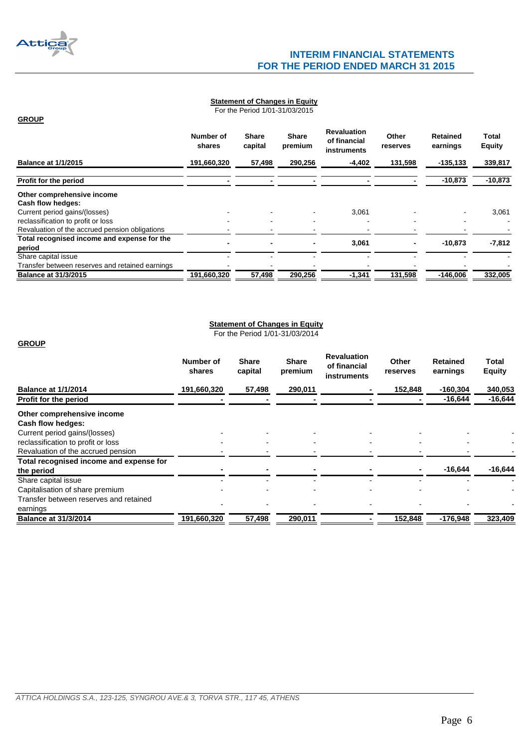### Statement of Changes in Equity
For the Period 1/01-31/03/2015

**GROUP**

| | Number of shares | Share capital | Share premium | Revaluation of financial instruments | Other reserves | Retained earnings | Total Equity |
|---|---|---|---|---|---|---|---|
| **Balance at 1/1/2015** | **191,660,320** | **57,498** | **290,256** | **-4,402** | **131,598** | **-135,133** | **339,817** |
| **Profit for the period** | **-** | **-** | **-** | **-** | **-** | **-10,873** | **-10,873** |
| **Other comprehensive income** | | | | | | | |
| **Cash flow hedges:** | | | | | | | |
| Current period gains/(losses) | - | - | - | 3,061 | - | - | 3,061 |
| reclassification to profit or loss | - | - | - | - | - | - | - |
| Revaluation of the accrued pension obligations | - | - | - | - | - | - | - |
| **Total recognised income and expense for the period** | **-** | **-** | **-** | **3,061** | **-** | **-10,873** | **-7,812** |
| Share capital issue | - | - | - | - | - | - | - |
| Transfer between reserves and retained earnings | - | - | - | - | - | - | - |
| **Balance at 31/3/2015** | **191,660,320** | **57,498** | **290,256** | **-1,341** | **131,598** | **-146,006** | **332,005** |

### Statement of Changes in Equity
For the Period 1/01-31/03/2014

**GROUP**

| | Number of shares | Share capital | Share premium | Revaluation of financial instruments | Other reserves | Retained earnings | Total Equity |
|---|---|---|---|---|---|---|---|
| **Balance at 1/1/2014** | **191,660,320** | **57,498** | **290,011** | **-** | **152,848** | **-160,304** | **340,053** |
| **Profit for the period** | **-** | **-** | **-** | **-** | **-** | **-16,644** | **-16,644** |
| **Other comprehensive income** | | | | | | | |
| **Cash flow hedges:** | | | | | | | |
| Current period gains/(losses) | - | - | - | - | - | - | - |
| reclassification to profit or loss | - | - | - | - | - | - | - |
| Revaluation of the accrued pension | - | - | - | - | - | - | - |
| **Total recognised income and expense for the period** | **-** | **-** | **-** | **-** | **-** | **-16,644** | **-16,644** |
| Share capital issue | - | - | - | - | - | - | - |
| Capitalisation of share premium | - | - | - | - | - | - | - |
| Transfer between reserves and retained earnings | - | - | - | - | - | - | - |
| **Balance at 31/3/2014** | **191,660,320** | **57,498** | **290,011** | **-** | **152,848** | **-176,948** | **323,409** |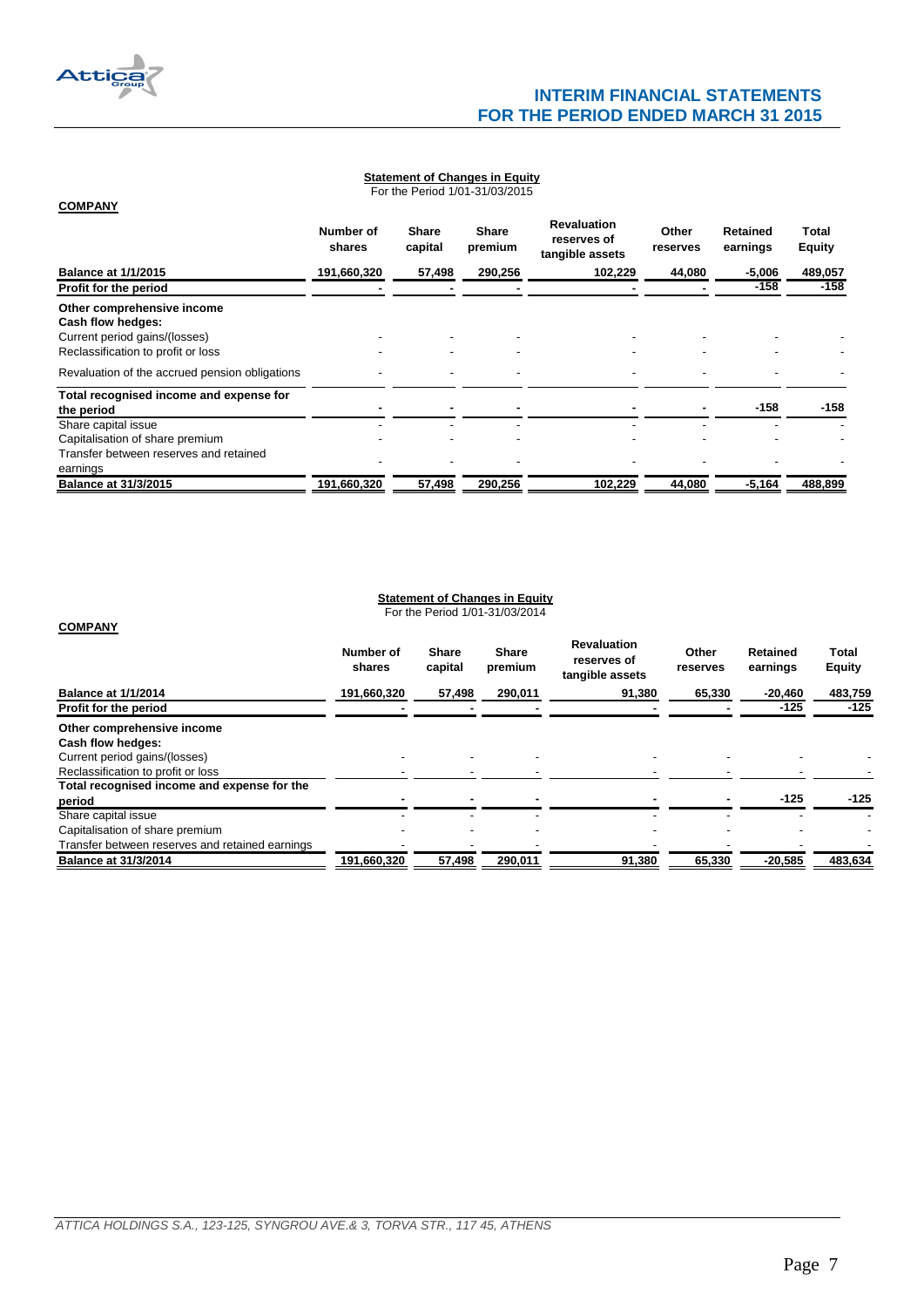**Statement of Changes in Equity**
For the Period 1/01-31/03/2015

**COMPANY**

| | Number of shares | Share capital | Share premium | Revaluation reserves of tangible assets | Other reserves | Retained earnings | Total Equity |
|---|---|---|---|---|---|---|---|
| **Balance at 1/1/2015** | 191,660,320 | 57,498 | 290,256 | 102,229 | 44,080 | -5,006 | 489,057 |
| **Profit for the period** | - | - | - | - | - | -158 | -158 |
| **Other comprehensive income** | | | | | | | |
| **Cash flow hedges:** | | | | | | | |
| Current period gains/(losses) | - | - | - | - | - | - | - |
| Reclassification to profit or loss | - | - | - | - | - | - | - |
| Revaluation of the accrued pension obligations | - | - | - | - | - | - | - |
| **Total recognised income and expense for the period** | - | - | - | - | - | -158 | -158 |
| Share capital issue | - | - | - | - | - | - | - |
| Capitalisation of share premium | - | - | - | - | - | - | - |
| Transfer between reserves and retained earnings | - | - | - | - | - | - | - |
| **Balance at 31/3/2015** | 191,660,320 | 57,498 | 290,256 | 102,229 | 44,080 | -5,164 | 488,899 |

**Statement of Changes in Equity**
For the Period 1/01-31/03/2014

**COMPANY**

| | Number of shares | Share capital | Share premium | Revaluation reserves of tangible assets | Other reserves | Retained earnings | Total Equity |
|---|---|---|---|---|---|---|---|
| **Balance at 1/1/2014** | 191,660,320 | 57,498 | 290,011 | 91,380 | 65,330 | -20,460 | 483,759 |
| **Profit for the period** | - | - | - | - | - | -125 | -125 |
| **Other comprehensive income** | | | | | | | |
| **Cash flow hedges:** | | | | | | | |
| Current period gains/(losses) | - | - | - | - | - | - | - |
| Reclassification to profit or loss | - | - | - | - | - | - | - |
| **Total recognised income and expense for the period** | - | - | - | - | - | -125 | -125 |
| Share capital issue | - | - | - | - | - | - | - |
| Capitalisation of share premium | - | - | - | - | - | - | - |
| Transfer between reserves and retained earnings | - | - | - | - | - | - | - |
| **Balance at 31/3/2014** | 191,660,320 | 57,498 | 290,011 | 91,380 | 65,330 | -20,585 | 483,634 |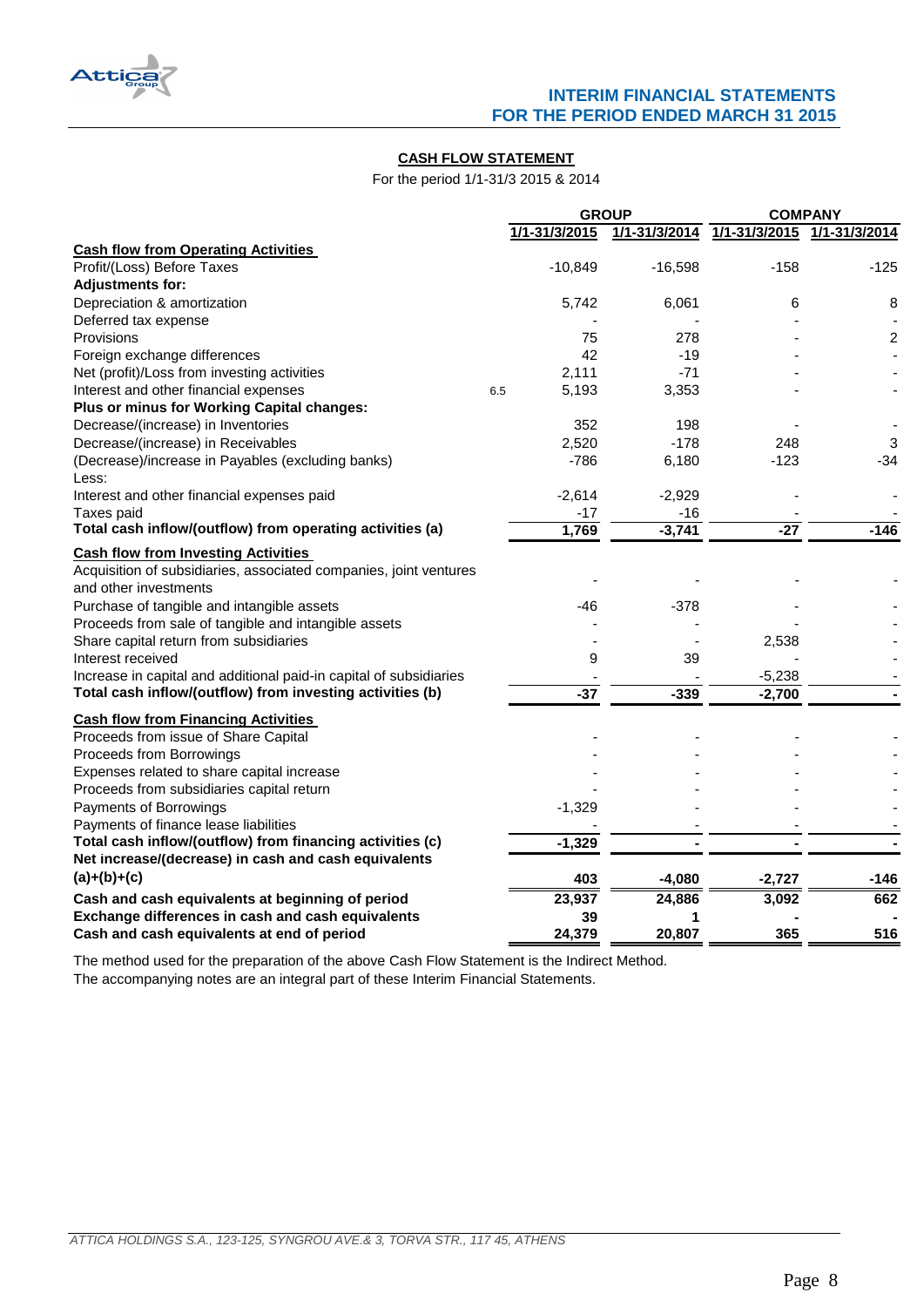**CASH FLOW STATEMENT**

For the period 1/1-31/3 2015 & 2014

| | | GROUP | | COMPANY | |
|---|---|---|---|---|---|
| | | 1/1-31/3/2015 | 1/1-31/3/2014 | 1/1-31/3/2015 | 1/1-31/3/2014 |
| **Cash flow from Operating Activities** | | | | | |
| Profit/(Loss) Before Taxes | | -10,849 | -16,598 | -158 | -125 |
| **Adjustments for:** | | | | | |
| Depreciation & amortization | | 5,742 | 6,061 | 6 | 8 |
| Deferred tax expense | | - | - | - | - |
| Provisions | | 75 | 278 | - | 2 |
| Foreign exchange differences | | 42 | -19 | - | - |
| Net (profit)/Loss from investing activities | | 2,111 | -71 | - | - |
| Interest and other financial expenses | 6.5 | 5,193 | 3,353 | - | - |
| **Plus or minus for Working Capital changes:** | | | | | |
| Decrease/(increase) in Inventories | | 352 | 198 | - | - |
| Decrease/(increase) in Receivables | | 2,520 | -178 | 248 | 3 |
| (Decrease)/increase in Payables (excluding banks) | | -786 | 6,180 | -123 | -34 |
| Less: | | | | | |
| Interest and other financial expenses paid | | -2,614 | -2,929 | - | - |
| Taxes paid | | -17 | -16 | - | - |
| **Total cash inflow/(outflow) from operating activities (a)** | | **1,769** | **-3,741** | **-27** | **-146** |
| **Cash flow from Investing Activities** | | | | | |
| Acquisition of subsidiaries, associated companies, joint ventures and other investments | | - | - | - | - |
| Purchase of tangible and intangible assets | | -46 | -378 | - | - |
| Proceeds from sale of tangible and intangible assets | | - | - | - | - |
| Share capital return from subsidiaries | | - | - | 2,538 | - |
| Interest received | | 9 | 39 | - | - |
| Increase in capital and additional paid-in capital of subsidiaries | | - | - | -5,238 | - |
| **Total cash inflow/(outflow) from investing activities (b)** | | **-37** | **-339** | **-2,700** | **-** |
| **Cash flow from Financing Activities** | | | | | |
| Proceeds from issue of Share Capital | | - | - | - | - |
| Proceeds from Borrowings | | - | - | - | - |
| Expenses related to share capital increase | | - | - | - | - |
| Proceeds from subsidiaries capital return | | - | - | - | - |
| Payments of Borrowings | | -1,329 | - | - | - |
| Payments of finance lease liabilities | | - | - | - | - |
| **Total cash inflow/(outflow) from financing activities (c)** | | **-1,329** | **-** | **-** | **-** |
| **Net increase/(decrease) in cash and cash equivalents (a)+(b)+(c)** | | **403** | **-4,080** | **-2,727** | **-146** |
| **Cash and cash equivalents at beginning of period** | | **23,937** | **24,886** | **3,092** | **662** |
| **Exchange differences in cash and cash equivalents** | | **39** | **1** | **-** | **-** |
| **Cash and cash equivalents at end of period** | | **24,379** | **20,807** | **365** | **516** |

The method used for the preparation of the above Cash Flow Statement is the Indirect Method.
The accompanying notes are an integral part of these Interim Financial Statements.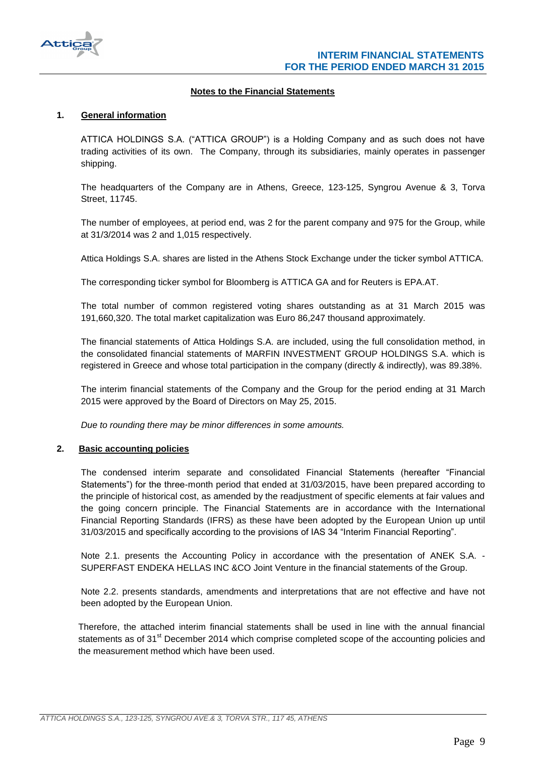## Notes to the Financial Statements

### 1. General information

ATTICA HOLDINGS S.A. ("ATTICA GROUP") is a Holding Company and as such does not have trading activities of its own. The Company, through its subsidiaries, mainly operates in passenger shipping.

The headquarters of the Company are in Athens, Greece, 123-125, Syngrou Avenue & 3, Torva Street, 11745.

The number of employees, at period end, was 2 for the parent company and 975 for the Group, while at 31/3/2014 was 2 and 1,015 respectively.

Attica Holdings S.A. shares are listed in the Athens Stock Exchange under the ticker symbol ATTICA.

The corresponding ticker symbol for Bloomberg is ATTICA GA and for Reuters is EPA.AT.

The total number of common registered voting shares outstanding as at 31 March 2015 was 191,660,320. The total market capitalization was Euro 86,247 thousand approximately.

The financial statements of Attica Holdings S.A. are included, using the full consolidation method, in the consolidated financial statements of MARFIN INVESTMENT GROUP HOLDINGS S.A. which is registered in Greece and whose total participation in the company (directly & indirectly), was 89.38%.

The interim financial statements of the Company and the Group for the period ending at 31 March 2015 were approved by the Board of Directors on May 25, 2015.

*Due to rounding there may be minor differences in some amounts.*

### 2. Basic accounting policies

The condensed interim separate and consolidated Financial Statements (hereafter "Financial Statements") for the three-month period that ended at 31/03/2015, have been prepared according to the principle of historical cost, as amended by the readjustment of specific elements at fair values and the going concern principle. The Financial Statements are in accordance with the International Financial Reporting Standards (IFRS) as these have been adopted by the European Union up until 31/03/2015 and specifically according to the provisions of IAS 34 "Interim Financial Reporting".

Note 2.1. presents the Accounting Policy in accordance with the presentation of ANEK S.A. - SUPERFAST ENDEKA HELLAS INC &CO Joint Venture in the financial statements of the Group.

Note 2.2. presents standards, amendments and interpretations that are not effective and have not been adopted by the European Union.

Therefore, the attached interim financial statements shall be used in line with the annual financial statements as of 31st December 2014 which comprise completed scope of the accounting policies and the measurement method which have been used.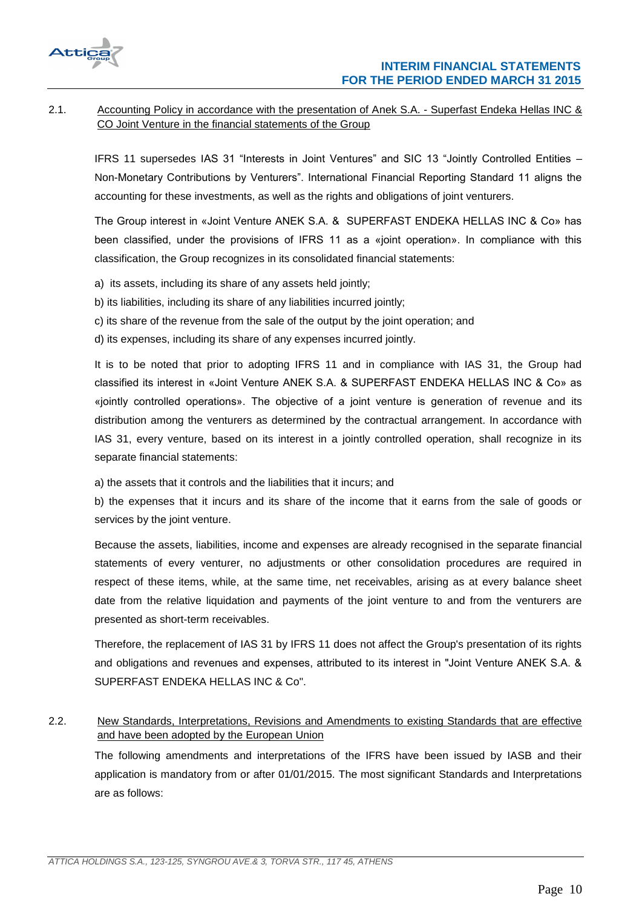## 2.1. Accounting Policy in accordance with the presentation of Anek S.A. - Superfast Endeka Hellas INC & CO Joint Venture in the financial statements of the Group

IFRS 11 supersedes IAS 31 "Interests in Joint Ventures" and SIC 13 "Jointly Controlled Entities – Non-Monetary Contributions by Venturers". International Financial Reporting Standard 11 aligns the accounting for these investments, as well as the rights and obligations of joint venturers.

The Group interest in «Joint Venture ANEK S.A. & SUPERFAST ENDEKA HELLAS INC & Co» has been classified, under the provisions of IFRS 11 as a «joint operation». In compliance with this classification, the Group recognizes in its consolidated financial statements:

a) its assets, including its share of any assets held jointly;

b) its liabilities, including its share of any liabilities incurred jointly;

c) its share of the revenue from the sale of the output by the joint operation; and

d) its expenses, including its share of any expenses incurred jointly.

It is to be noted that prior to adopting IFRS 11 and in compliance with IAS 31, the Group had classified its interest in «Joint Venture ANEK S.A. & SUPERFAST ENDEKA HELLAS INC & Co» as «jointly controlled operations». The objective of a joint venture is generation of revenue and its distribution among the venturers as determined by the contractual arrangement. In accordance with IAS 31, every venture, based on its interest in a jointly controlled operation, shall recognize in its separate financial statements:

a) the assets that it controls and the liabilities that it incurs; and

b) the expenses that it incurs and its share of the income that it earns from the sale of goods or services by the joint venture.

Because the assets, liabilities, income and expenses are already recognised in the separate financial statements of every venturer, no adjustments or other consolidation procedures are required in respect of these items, while, at the same time, net receivables, arising as at every balance sheet date from the relative liquidation and payments of the joint venture to and from the venturers are presented as short-term receivables.

Therefore, the replacement of IAS 31 by IFRS 11 does not affect the Group's presentation of its rights and obligations and revenues and expenses, attributed to its interest in "Joint Venture ANEK S.A. & SUPERFAST ENDEKA HELLAS INC & Co".

## 2.2. New Standards, Interpretations, Revisions and Amendments to existing Standards that are effective and have been adopted by the European Union

The following amendments and interpretations of the IFRS have been issued by IASB and their application is mandatory from or after 01/01/2015. The most significant Standards and Interpretations are as follows: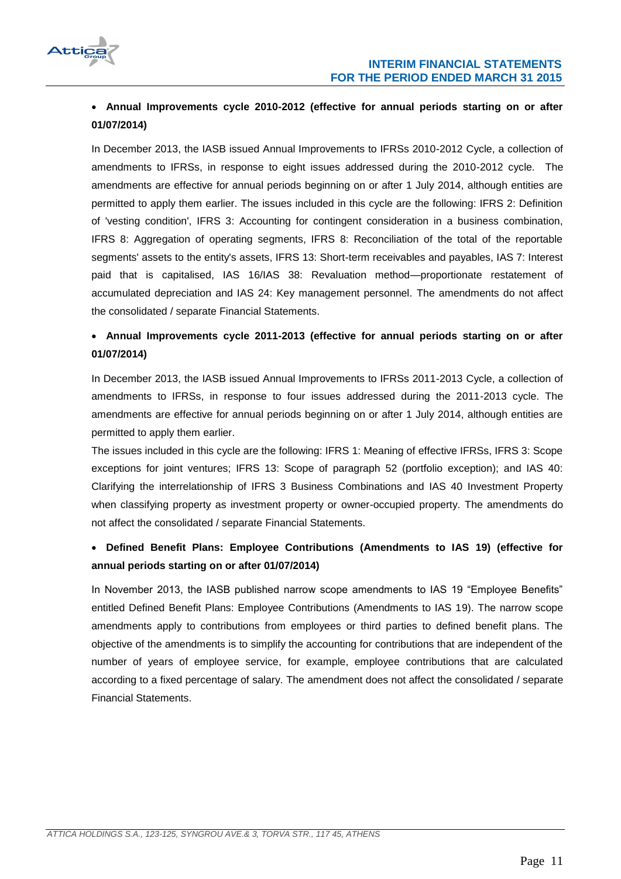- **Annual Improvements cycle 2010-2012 (effective for annual periods starting on or after 01/07/2014)**

In December 2013, the IASB issued Annual Improvements to IFRSs 2010-2012 Cycle, a collection of amendments to IFRSs, in response to eight issues addressed during the 2010-2012 cycle. The amendments are effective for annual periods beginning on or after 1 July 2014, although entities are permitted to apply them earlier. The issues included in this cycle are the following: IFRS 2: Definition of 'vesting condition', IFRS 3: Accounting for contingent consideration in a business combination, IFRS 8: Aggregation of operating segments, IFRS 8: Reconciliation of the total of the reportable segments' assets to the entity's assets, IFRS 13: Short-term receivables and payables, IAS 7: Interest paid that is capitalised, IAS 16/IAS 38: Revaluation method—proportionate restatement of accumulated depreciation and IAS 24: Key management personnel. The amendments do not affect the consolidated / separate Financial Statements.

- **Annual Improvements cycle 2011-2013 (effective for annual periods starting on or after 01/07/2014)**

In December 2013, the IASB issued Annual Improvements to IFRSs 2011-2013 Cycle, a collection of amendments to IFRSs, in response to four issues addressed during the 2011-2013 cycle. The amendments are effective for annual periods beginning on or after 1 July 2014, although entities are permitted to apply them earlier.

The issues included in this cycle are the following: IFRS 1: Meaning of effective IFRSs, IFRS 3: Scope exceptions for joint ventures; IFRS 13: Scope of paragraph 52 (portfolio exception); and IAS 40: Clarifying the interrelationship of IFRS 3 Business Combinations and IAS 40 Investment Property when classifying property as investment property or owner-occupied property. The amendments do not affect the consolidated / separate Financial Statements.

- **Defined Benefit Plans: Employee Contributions (Amendments to IAS 19) (effective for annual periods starting on or after 01/07/2014)**

In November 2013, the IASB published narrow scope amendments to IAS 19 "Employee Benefits" entitled Defined Benefit Plans: Employee Contributions (Amendments to IAS 19). The narrow scope amendments apply to contributions from employees or third parties to defined benefit plans. The objective of the amendments is to simplify the accounting for contributions that are independent of the number of years of employee service, for example, employee contributions that are calculated according to a fixed percentage of salary. The amendment does not affect the consolidated / separate Financial Statements.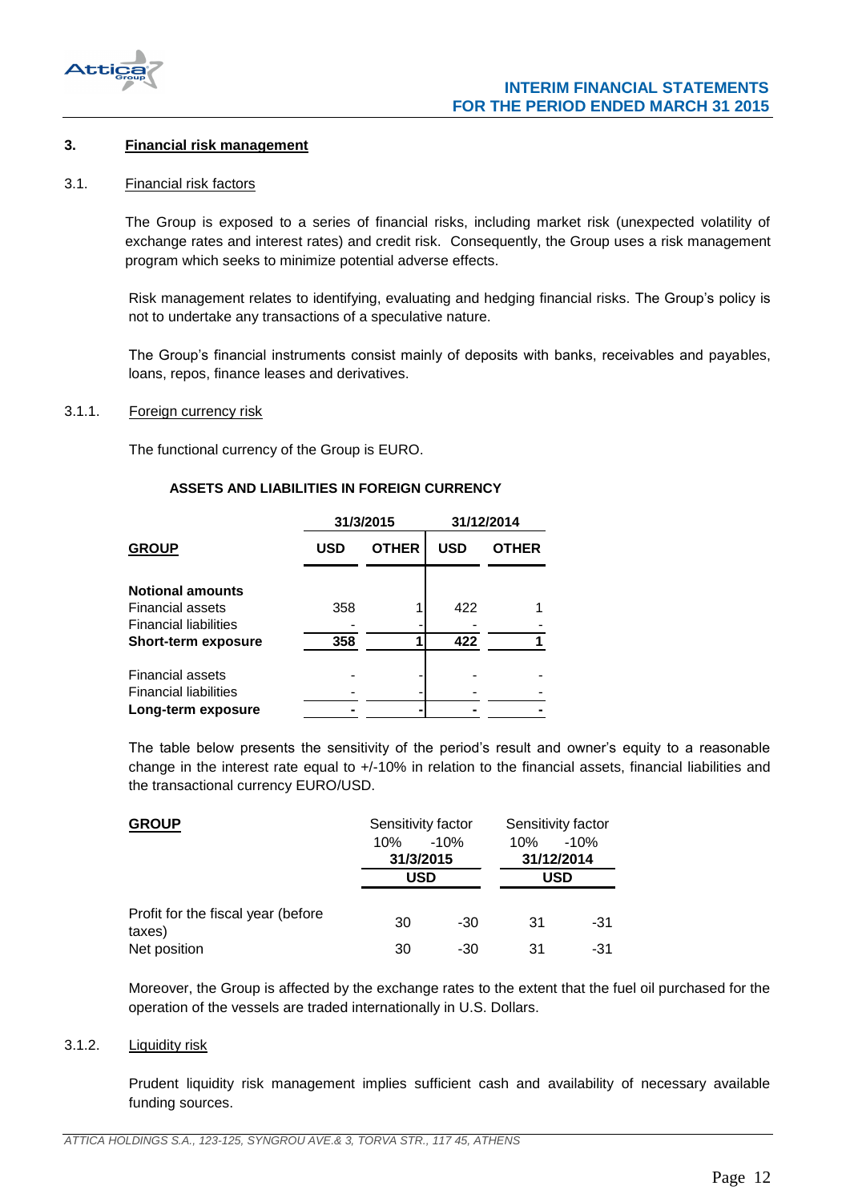## 3. Financial risk management

### 3.1. Financial risk factors

The Group is exposed to a series of financial risks, including market risk (unexpected volatility of exchange rates and interest rates) and credit risk. Consequently, the Group uses a risk management program which seeks to minimize potential adverse effects.

Risk management relates to identifying, evaluating and hedging financial risks. The Group's policy is not to undertake any transactions of a speculative nature.

The Group's financial instruments consist mainly of deposits with banks, receivables and payables, loans, repos, finance leases and derivatives.

### 3.1.1. Foreign currency risk

The functional currency of the Group is EURO.

**ASSETS AND LIABILITIES IN FOREIGN CURRENCY**

| | 31/3/2015 | | 31/12/2014 | |
|---|---|---|---|---|
| **GROUP** | **USD** | **OTHER** | **USD** | **OTHER** |
| **Notional amounts** | | | | |
| Financial assets | 358 | 1 | 422 | 1 |
| Financial liabilities | - | - | - | - |
| **Short-term exposure** | **358** | **1** | **422** | **1** |
| Financial assets | - | - | - | - |
| Financial liabilities | - | - | - | - |
| **Long-term exposure** | **-** | **-** | **-** | **-** |

The table below presents the sensitivity of the period's result and owner's equity to a reasonable change in the interest rate equal to +/-10% in relation to the financial assets, financial liabilities and the transactional currency EURO/USD.

| **GROUP** | Sensitivity factor | | Sensitivity factor | |
|---|---|---|---|---|
| | 10% | -10% | 10% | -10% |
| | **31/3/2015** | | **31/12/2014** | |
| | **USD** | | **USD** | |
| Profit for the fiscal year (before taxes) | 30 | -30 | 31 | -31 |
| Net position | 30 | -30 | 31 | -31 |

Moreover, the Group is affected by the exchange rates to the extent that the fuel oil purchased for the operation of the vessels are traded internationally in U.S. Dollars.

### 3.1.2. Liquidity risk

Prudent liquidity risk management implies sufficient cash and availability of necessary available funding sources.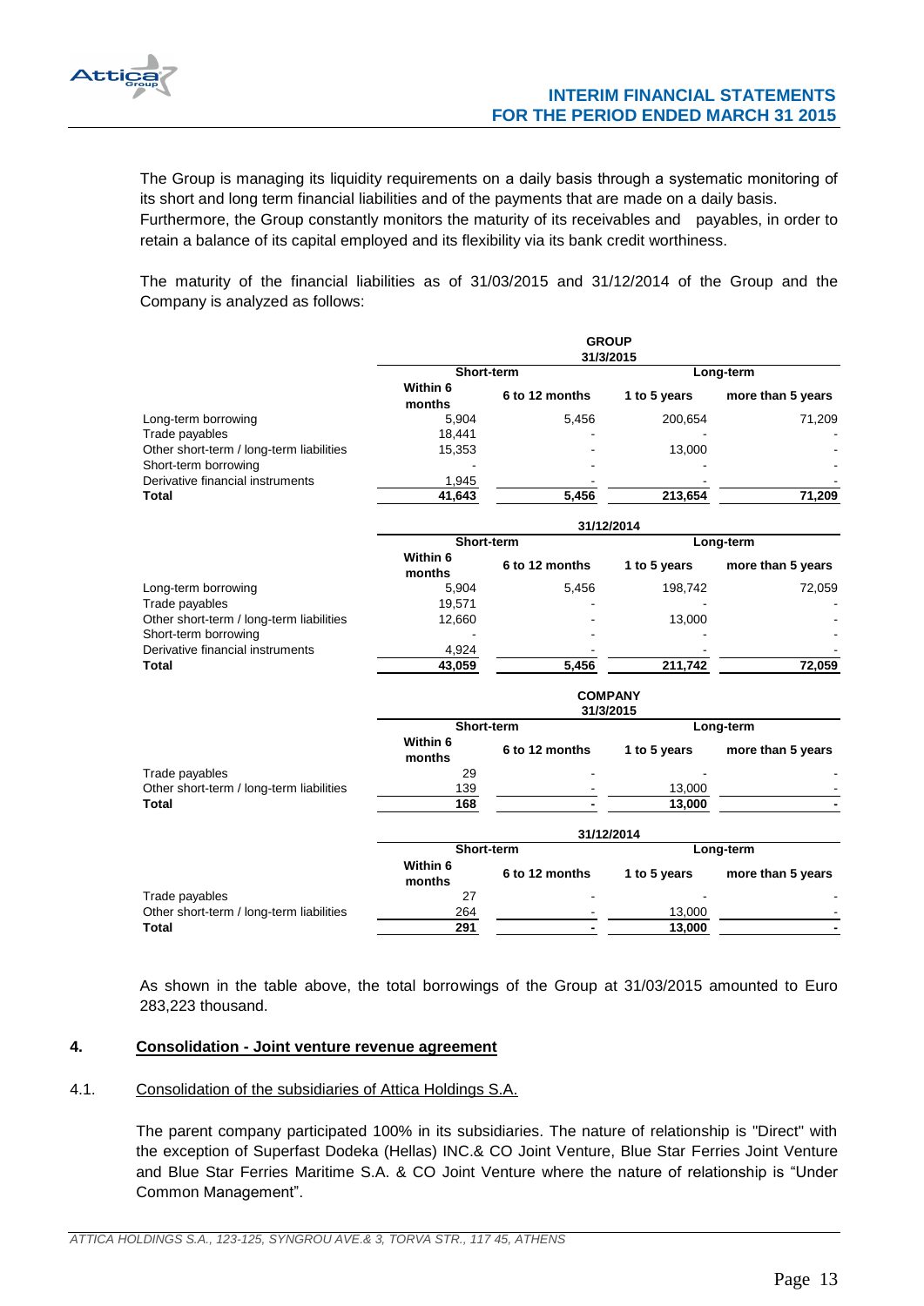The Group is managing its liquidity requirements on a daily basis through a systematic monitoring of its short and long term financial liabilities and of the payments that are made on a daily basis. Furthermore, the Group constantly monitors the maturity of its receivables and payables, in order to retain a balance of its capital employed and its flexibility via its bank credit worthiness.

The maturity of the financial liabilities as of 31/03/2015 and 31/12/2014 of the Group and the Company is analyzed as follows:

**GROUP**

**31/3/2015**

| | Short-term | | Long-term | |
|---|---|---|---|---|
| | Within 6 months | 6 to 12 months | 1 to 5 years | more than 5 years |
| Long-term borrowing | 5,904 | 5,456 | 200,654 | 71,209 |
| Trade payables | 18,441 | - | - | - |
| Other short-term / long-term liabilities | 15,353 | - | 13,000 | - |
| Short-term borrowing | - | - | - | - |
| Derivative financial instruments | 1,945 | - | - | - |
| **Total** | **41,643** | **5,456** | **213,654** | **71,209** |

**31/12/2014**

| | Short-term | | Long-term | |
|---|---|---|---|---|
| | Within 6 months | 6 to 12 months | 1 to 5 years | more than 5 years |
| Long-term borrowing | 5,904 | 5,456 | 198,742 | 72,059 |
| Trade payables | 19,571 | - | - | - |
| Other short-term / long-term liabilities | 12,660 | - | 13,000 | - |
| Short-term borrowing | - | - | - | - |
| Derivative financial instruments | 4,924 | - | - | - |
| **Total** | **43,059** | **5,456** | **211,742** | **72,059** |

**COMPANY**

**31/3/2015**

| | Short-term | | Long-term | |
|---|---|---|---|---|
| | Within 6 months | 6 to 12 months | 1 to 5 years | more than 5 years |
| Trade payables | 29 | - | - | - |
| Other short-term / long-term liabilities | 139 | - | 13,000 | - |
| **Total** | **168** | **-** | **13,000** | **-** |

**31/12/2014**

| | Short-term | | Long-term | |
|---|---|---|---|---|
| | Within 6 months | 6 to 12 months | 1 to 5 years | more than 5 years |
| Trade payables | 27 | - | - | - |
| Other short-term / long-term liabilities | 264 | - | 13,000 | - |
| **Total** | **291** | **-** | **13,000** | **-** |

As shown in the table above, the total borrowings of the Group at 31/03/2015 amounted to Euro 283,223 thousand.

## 4. Consolidation - Joint venture revenue agreement

### 4.1. Consolidation of the subsidiaries of Attica Holdings S.A.

The parent company participated 100% in its subsidiaries. The nature of relationship is "Direct" with the exception of Superfast Dodeka (Hellas) INC.& CO Joint Venture, Blue Star Ferries Joint Venture and Blue Star Ferries Maritime S.A. & CO Joint Venture where the nature of relationship is "Under Common Management".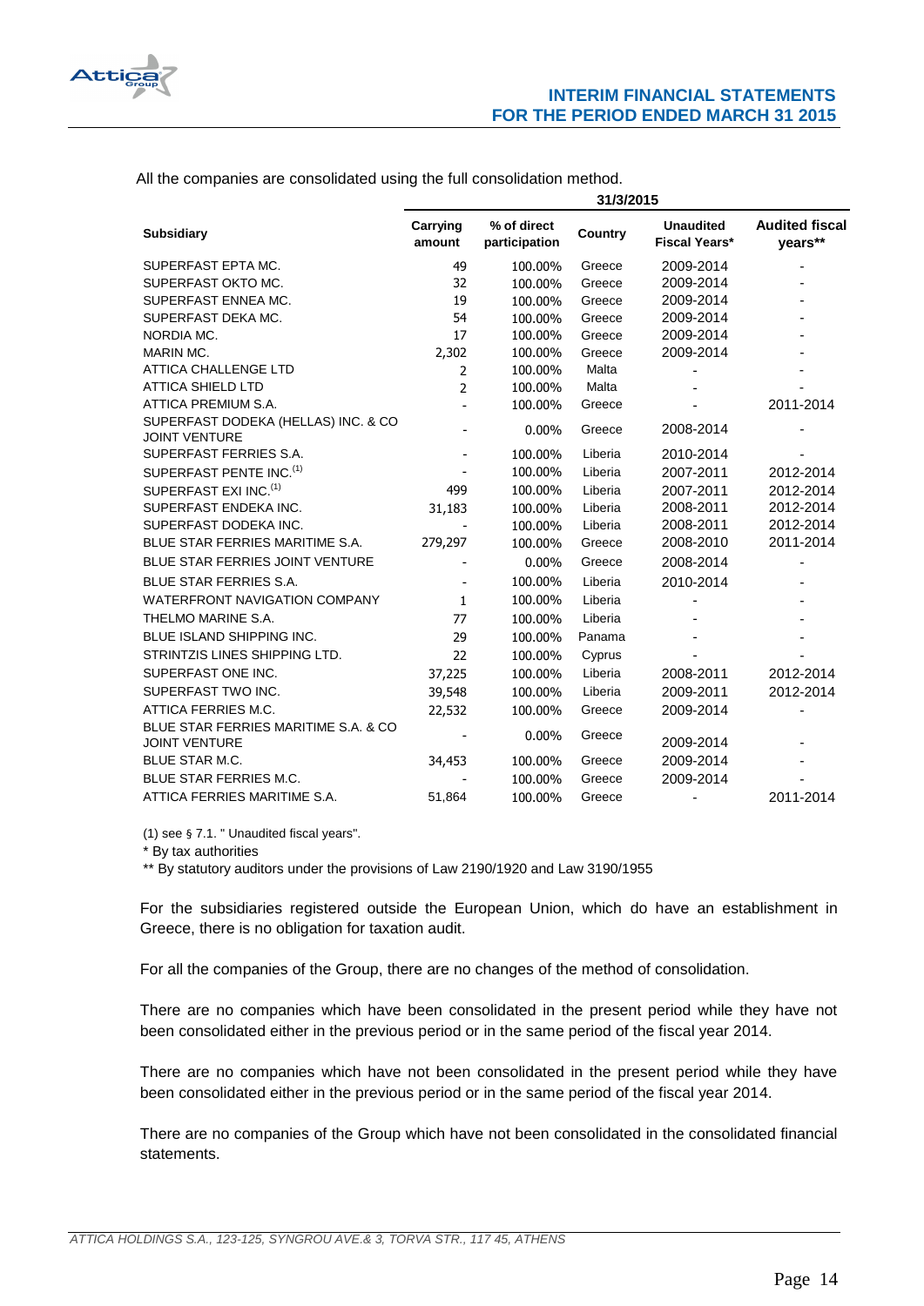All the companies are consolidated using the full consolidation method.

| | 31/3/2015 | | | | |
|---|---|---|---|---|---|
| **Subsidiary** | **Carrying amount** | **% of direct participation** | **Country** | **Unaudited Fiscal Years*** | **Audited fiscal years**** |
| SUPERFAST EPTA MC. | 49 | 100.00% | Greece | 2009-2014 | - |
| SUPERFAST OKTO MC. | 32 | 100.00% | Greece | 2009-2014 | - |
| SUPERFAST ENNEA MC. | 19 | 100.00% | Greece | 2009-2014 | - |
| SUPERFAST DEKA MC. | 54 | 100.00% | Greece | 2009-2014 | - |
| NORDIA MC. | 17 | 100.00% | Greece | 2009-2014 | - |
| MARIN MC. | 2,302 | 100.00% | Greece | 2009-2014 | - |
| ATTICA CHALLENGE LTD | 2 | 100.00% | Malta | - | - |
| ATTICA SHIELD LTD | 2 | 100.00% | Malta | - | - |
| ATTICA PREMIUM S.A. | - | 100.00% | Greece | - | 2011-2014 |
| SUPERFAST DODEKA (HELLAS) INC. & CO JOINT VENTURE | - | 0.00% | Greece | 2008-2014 | - |
| SUPERFAST FERRIES S.A. | - | 100.00% | Liberia | 2010-2014 | - |
| SUPERFAST PENTE INC.(1) | - | 100.00% | Liberia | 2007-2011 | 2012-2014 |
| SUPERFAST EXI INC.(1) | 499 | 100.00% | Liberia | 2007-2011 | 2012-2014 |
| SUPERFAST ENDEKA INC. | 31,183 | 100.00% | Liberia | 2008-2011 | 2012-2014 |
| SUPERFAST DODEKA INC. | - | 100.00% | Liberia | 2008-2011 | 2012-2014 |
| BLUE STAR FERRIES MARITIME S.A. | 279,297 | 100.00% | Greece | 2008-2010 | 2011-2014 |
| BLUE STAR FERRIES JOINT VENTURE | - | 0.00% | Greece | 2008-2014 | - |
| BLUE STAR FERRIES S.A. | - | 100.00% | Liberia | 2010-2014 | - |
| WATERFRONT NAVIGATION COMPANY | 1 | 100.00% | Liberia | - | - |
| THELMO MARINE S.A. | 77 | 100.00% | Liberia | - | - |
| BLUE ISLAND SHIPPING INC. | 29 | 100.00% | Panama | - | - |
| STRINTZIS LINES SHIPPING LTD. | 22 | 100.00% | Cyprus | - | - |
| SUPERFAST ONE INC. | 37,225 | 100.00% | Liberia | 2008-2011 | 2012-2014 |
| SUPERFAST TWO INC. | 39,548 | 100.00% | Liberia | 2009-2011 | 2012-2014 |
| ATTICA FERRIES M.C. | 22,532 | 100.00% | Greece | 2009-2014 | - |
| BLUE STAR FERRIES MARITIME S.A. & CO JOINT VENTURE | - | 0.00% | Greece | 2009-2014 | - |
| BLUE STAR M.C. | 34,453 | 100.00% | Greece | 2009-2014 | - |
| BLUE STAR FERRIES M.C. | - | 100.00% | Greece | 2009-2014 | - |
| ATTICA FERRIES MARITIME S.A. | 51,864 | 100.00% | Greece | - | 2011-2014 |

(1) see § 7.1. " Unaudited fiscal years".

* By tax authorities

** By statutory auditors under the provisions of Law 2190/1920 and Law 3190/1955

For the subsidiaries registered outside the European Union, which do have an establishment in Greece, there is no obligation for taxation audit.

For all the companies of the Group, there are no changes of the method of consolidation.

There are no companies which have been consolidated in the present period while they have not been consolidated either in the previous period or in the same period of the fiscal year 2014.

There are no companies which have not been consolidated in the present period while they have been consolidated either in the previous period or in the same period of the fiscal year 2014.

There are no companies of the Group which have not been consolidated in the consolidated financial statements.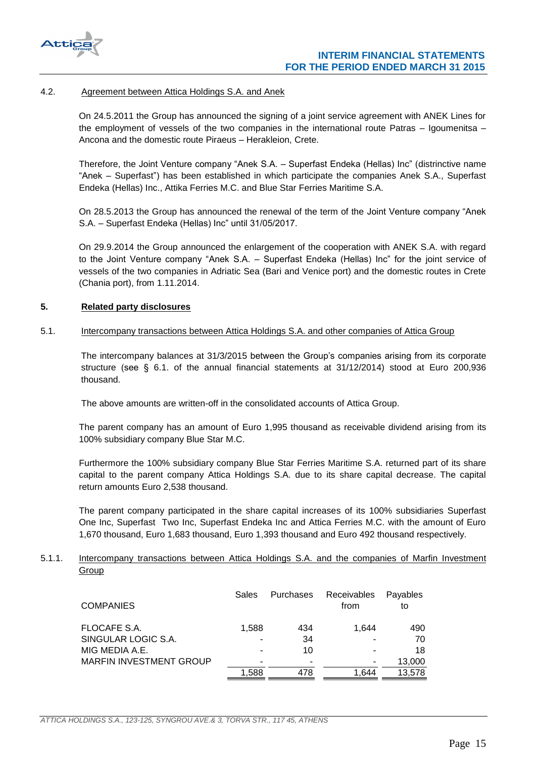4.2. Agreement between Attica Holdings S.A. and Anek

On 24.5.2011 the Group has announced the signing of a joint service agreement with ANEK Lines for the employment of vessels of the two companies in the international route Patras – Igoumenitsa – Ancona and the domestic route Piraeus – Herakleion, Crete.

Therefore, the Joint Venture company "Anek S.A. – Superfast Endeka (Hellas) Inc" (distrinctive name "Anek – Superfast") has been established in which participate the companies Anek S.A., Superfast Endeka (Hellas) Inc., Attika Ferries M.C. and Blue Star Ferries Maritime S.A.

On 28.5.2013 the Group has announced the renewal of the term of the Joint Venture company "Anek S.A. – Superfast Endeka (Hellas) Inc" until 31/05/2017.

On 29.9.2014 the Group announced the enlargement of the cooperation with ANEK S.A. with regard to the Joint Venture company "Anek S.A. – Superfast Endeka (Hellas) Inc" for the joint service of vessels of the two companies in Adriatic Sea (Bari and Venice port) and the domestic routes in Crete (Chania port), from 1.11.2014.

## 5. Related party disclosures

5.1. Intercompany transactions between Attica Holdings S.A. and other companies of Attica Group

The intercompany balances at 31/3/2015 between the Group's companies arising from its corporate structure (see § 6.1. of the annual financial statements at 31/12/2014) stood at Euro 200,936 thousand.

The above amounts are written-off in the consolidated accounts of Attica Group.

The parent company has an amount of Euro 1,995 thousand as receivable dividend arising from its 100% subsidiary company Blue Star M.C.

Furthermore the 100% subsidiary company Blue Star Ferries Maritime S.A. returned part of its share capital to the parent company Attica Holdings S.A. due to its share capital decrease. The capital return amounts Euro 2,538 thousand.

The parent company participated in the share capital increases of its 100% subsidiaries Superfast One Inc, Superfast Two Inc, Superfast Endeka Inc and Attica Ferries M.C. with the amount of Euro 1,670 thousand, Euro 1,683 thousand, Euro 1,393 thousand and Euro 492 thousand respectively.

5.1.1. Intercompany transactions between Attica Holdings S.A. and the companies of Marfin Investment Group

| COMPANIES | Sales | Purchases | Receivables from | Payables to |
|---|---|---|---|---|
| FLOCAFE S.A. | 1,588 | 434 | 1,644 | 490 |
| SINGULAR LOGIC S.A. | - | 34 | - | 70 |
| MIG MEDIA A.E. | - | 10 | - | 18 |
| MARFIN INVESTMENT GROUP | - | - | - | 13,000 |
| | 1,588 | 478 | 1,644 | 13,578 |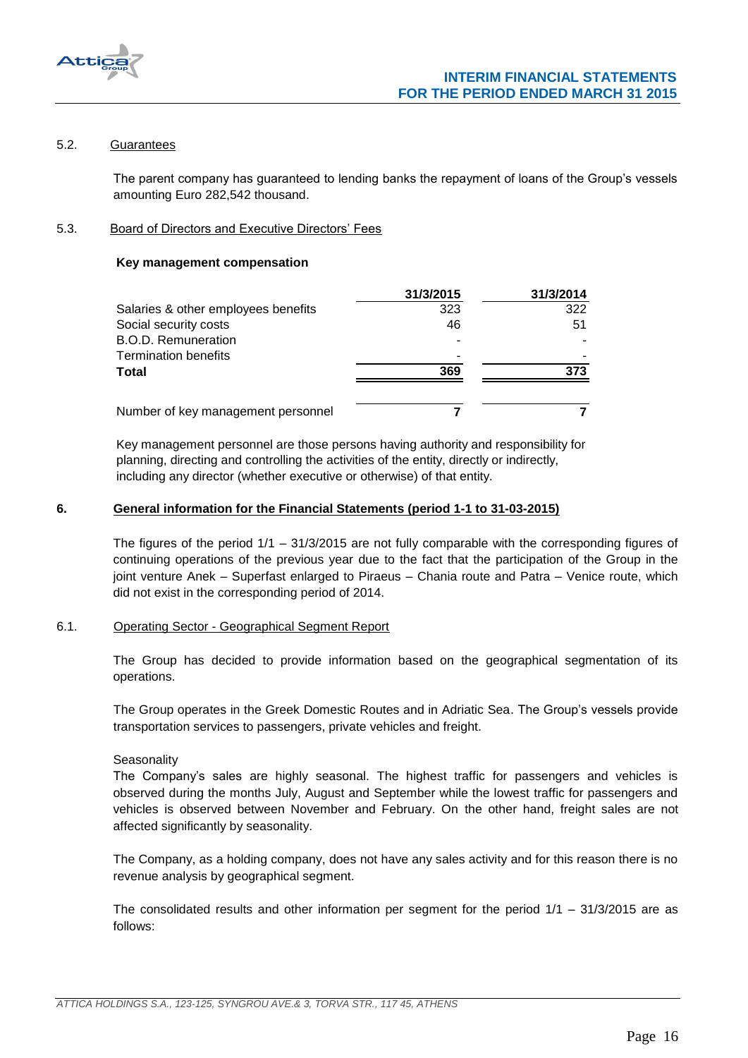5.2. Guarantees

The parent company has guaranteed to lending banks the repayment of loans of the Group's vessels amounting Euro 282,542 thousand.

5.3. Board of Directors and Executive Directors' Fees

**Key management compensation**

| | 31/3/2015 | 31/3/2014 |
|---|---|---|
| Salaries & other employees benefits | 323 | 322 |
| Social security costs | 46 | 51 |
| B.O.D. Remuneration | - | - |
| Termination benefits | - | - |
| **Total** | **369** | **373** |
| | | |
| Number of key management personnel | **7** | **7** |

Key management personnel are those persons having authority and responsibility for planning, directing and controlling the activities of the entity, directly or indirectly, including any director (whether executive or otherwise) of that entity.

## 6. General information for the Financial Statements (period 1-1 to 31-03-2015)

The figures of the period 1/1 – 31/3/2015 are not fully comparable with the corresponding figures of continuing operations of the previous year due to the fact that the participation of the Group in the joint venture Anek – Superfast enlarged to Piraeus – Chania route and Patra – Venice route, which did not exist in the corresponding period of 2014.

6.1. Operating Sector - Geographical Segment Report

The Group has decided to provide information based on the geographical segmentation of its operations.

The Group operates in the Greek Domestic Routes and in Adriatic Sea. The Group's vessels provide transportation services to passengers, private vehicles and freight.

Seasonality

The Company's sales are highly seasonal. The highest traffic for passengers and vehicles is observed during the months July, August and September while the lowest traffic for passengers and vehicles is observed between November and February. On the other hand, freight sales are not affected significantly by seasonality.

The Company, as a holding company, does not have any sales activity and for this reason there is no revenue analysis by geographical segment.

The consolidated results and other information per segment for the period 1/1 – 31/3/2015 are as follows: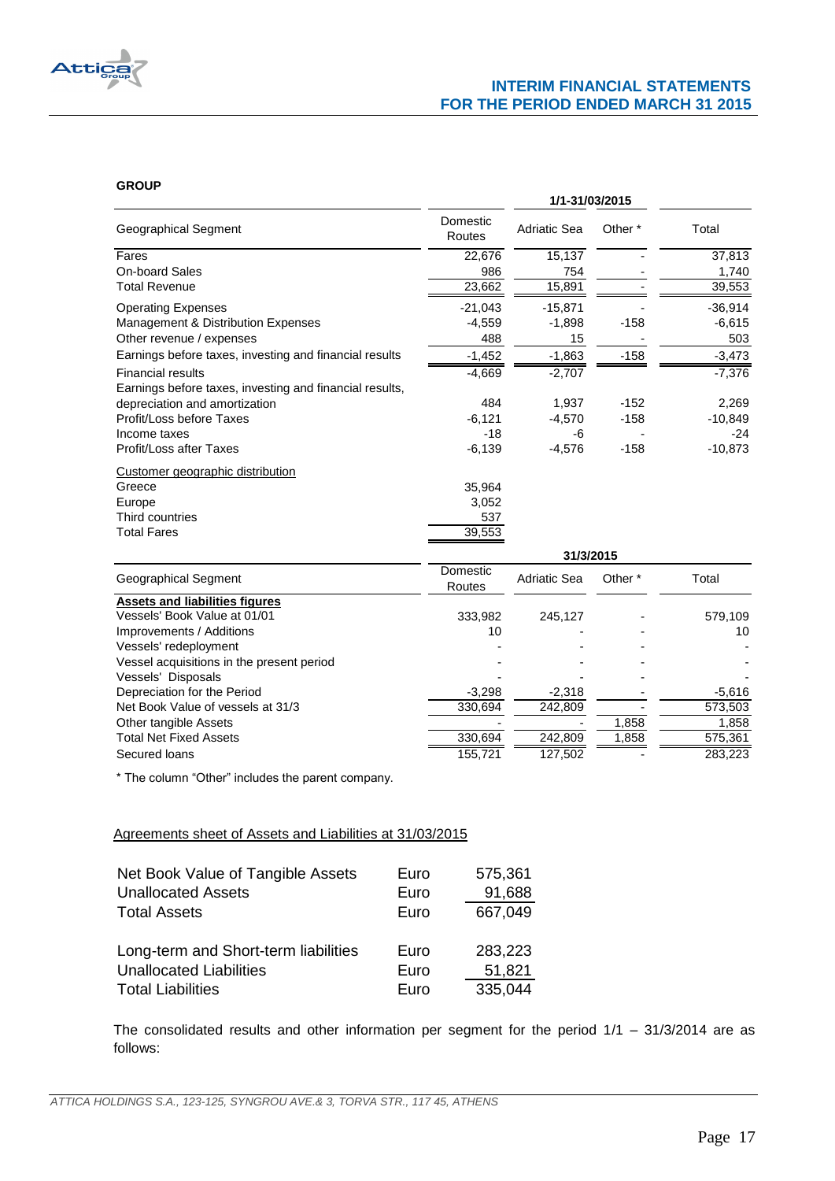**GROUP**

| Geographical Segment | Domestic Routes | Adriatic Sea | Other * | Total |
|---|---|---|---|---|
| | 1/1-31/03/2015 | | | |
| Fares | 22,676 | 15,137 | - | 37,813 |
| On-board Sales | 986 | 754 | - | 1,740 |
| Total Revenue | 23,662 | 15,891 | - | 39,553 |
| Operating Expenses | -21,043 | -15,871 | - | -36,914 |
| Management & Distribution Expenses | -4,559 | -1,898 | -158 | -6,615 |
| Other revenue / expenses | 488 | 15 | - | 503 |
| Earnings before taxes, investing and financial results | -1,452 | -1,863 | -158 | -3,473 |
| Financial results | -4,669 | -2,707 | | -7,376 |
| Earnings before taxes, investing and financial results, depreciation and amortization | 484 | 1,937 | -152 | 2,269 |
| Profit/Loss before Taxes | -6,121 | -4,570 | -158 | -10,849 |
| Income taxes | -18 | -6 | - | -24 |
| Profit/Loss after Taxes | -6,139 | -4,576 | -158 | -10,873 |
| Customer geographic distribution | | | | |
| Greece | 35,964 | | | |
| Europe | 3,052 | | | |
| Third countries | 537 | | | |
| Total Fares | 39,553 | | | |

| Geographical Segment | Domestic Routes | Adriatic Sea | Other * | Total |
|---|---|---|---|---|
| | 31/3/2015 | | | |
| **Assets and liabilities figures** | | | | |
| Vessels' Book Value at 01/01 | 333,982 | 245,127 | - | 579,109 |
| Improvements / Additions | 10 | - | - | 10 |
| Vessels' redeployment | - | - | - | - |
| Vessel acquisitions in the present period | - | - | - | - |
| Vessels' Disposals | - | - | - | - |
| Depreciation for the Period | -3,298 | -2,318 | - | -5,616 |
| Net Book Value of vessels at 31/3 | 330,694 | 242,809 | - | 573,503 |
| Other tangible Assets | - | - | 1,858 | 1,858 |
| Total Net Fixed Assets | 330,694 | 242,809 | 1,858 | 575,361 |
| Secured loans | 155,721 | 127,502 | - | 283,223 |

* The column "Other" includes the parent company.

Agreements sheet of Assets and Liabilities at 31/03/2015

| | | |
|---|---|---|
| Net Book Value of Tangible Assets | Euro | 575,361 |
| Unallocated Assets | Euro | 91,688 |
| Total Assets | Euro | 667,049 |
| | | |
| Long-term and Short-term liabilities | Euro | 283,223 |
| Unallocated Liabilities | Euro | 51,821 |
| Total Liabilities | Euro | 335,044 |

The consolidated results and other information per segment for the period 1/1 – 31/3/2014 are as follows: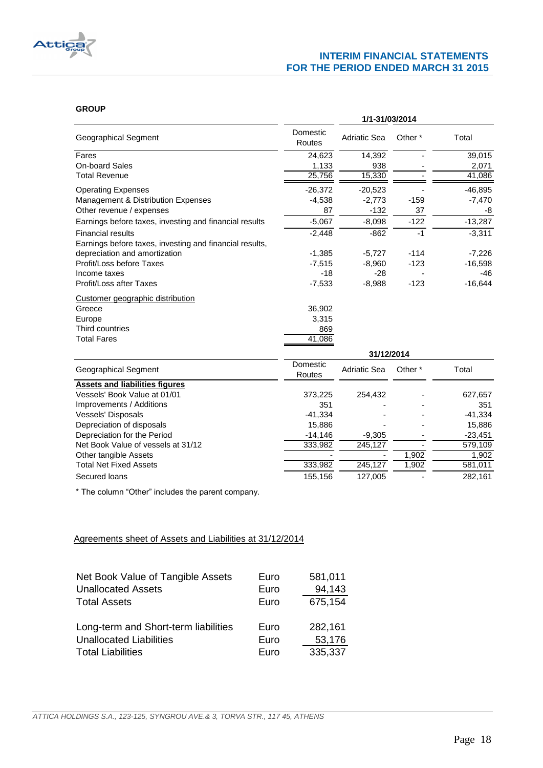**GROUP**

| Geographical Segment | 1/1-31/03/2014 | | | |
|---|---|---|---|---|
| | Domestic Routes | Adriatic Sea | Other * | Total |
| Fares | 24,623 | 14,392 | - | 39,015 |
| On-board Sales | 1,133 | 938 | - | 2,071 |
| Total Revenue | 25,756 | 15,330 | - | 41,086 |
| Operating Expenses | -26,372 | -20,523 | - | -46,895 |
| Management & Distribution Expenses | -4,538 | -2,773 | -159 | -7,470 |
| Other revenue / expenses | 87 | -132 | 37 | -8 |
| Earnings before taxes, investing and financial results | -5,067 | -8,098 | -122 | -13,287 |
| Financial results | -2,448 | -862 | -1 | -3,311 |
| Earnings before taxes, investing and financial results, depreciation and amortization | -1,385 | -5,727 | -114 | -7,226 |
| Profit/Loss before Taxes | -7,515 | -8,960 | -123 | -16,598 |
| Income taxes | -18 | -28 | - | -46 |
| Profit/Loss after Taxes | -7,533 | -8,988 | -123 | -16,644 |
| Customer geographic distribution | | | | |
| Greece | 36,902 | | | |
| Europe | 3,315 | | | |
| Third countries | 869 | | | |
| Total Fares | 41,086 | | | |

| Geographical Segment | 31/12/2014 | | | |
|---|---|---|---|---|
| | Domestic Routes | Adriatic Sea | Other * | Total |
| **Assets and liabilities figures** | | | | |
| Vessels' Book Value at 01/01 | 373,225 | 254,432 | - | 627,657 |
| Improvements / Additions | 351 | - | - | 351 |
| Vessels' Disposals | -41,334 | - | - | -41,334 |
| Depreciation of disposals | 15,886 | - | - | 15,886 |
| Depreciation for the Period | -14,146 | -9,305 | - | -23,451 |
| Net Book Value of vessels at 31/12 | 333,982 | 245,127 | - | 579,109 |
| Other tangible Assets | - | - | 1,902 | 1,902 |
| Total Net Fixed Assets | 333,982 | 245,127 | 1,902 | 581,011 |
| Secured loans | 155,156 | 127,005 | - | 282,161 |

* The column "Other" includes the parent company.

Agreements sheet of Assets and Liabilities at 31/12/2014

| | | |
|---|---|---|
| Net Book Value of Tangible Assets | Euro | 581,011 |
| Unallocated Assets | Euro | 94,143 |
| Total Assets | Euro | 675,154 |
| | | |
| Long-term and Short-term liabilities | Euro | 282,161 |
| Unallocated Liabilities | Euro | 53,176 |
| Total Liabilities | Euro | 335,337 |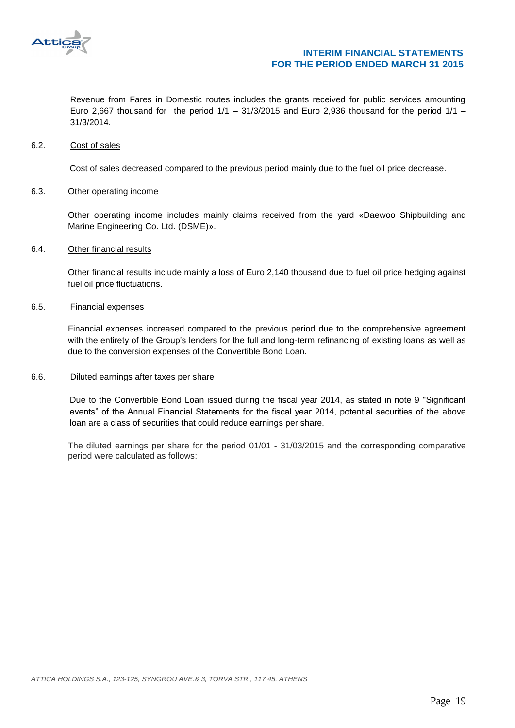Revenue from Fares in Domestic routes includes the grants received for public services amounting Euro 2,667 thousand for the period 1/1 – 31/3/2015 and Euro 2,936 thousand for the period 1/1 – 31/3/2014.

### 6.2. Cost of sales

Cost of sales decreased compared to the previous period mainly due to the fuel oil price decrease.

### 6.3. Other operating income

Other operating income includes mainly claims received from the yard «Daewoo Shipbuilding and Marine Engineering Co. Ltd. (DSME)».

### 6.4. Other financial results

Other financial results include mainly a loss of Euro 2,140 thousand due to fuel oil price hedging against fuel oil price fluctuations.

### 6.5. Financial expenses

Financial expenses increased compared to the previous period due to the comprehensive agreement with the entirety of the Group's lenders for the full and long-term refinancing of existing loans as well as due to the conversion expenses of the Convertible Bond Loan.

### 6.6. Diluted earnings after taxes per share

Due to the Convertible Bond Loan issued during the fiscal year 2014, as stated in note 9 "Significant events" of the Annual Financial Statements for the fiscal year 2014, potential securities of the above loan are a class of securities that could reduce earnings per share.

The diluted earnings per share for the period 01/01 - 31/03/2015 and the corresponding comparative period were calculated as follows: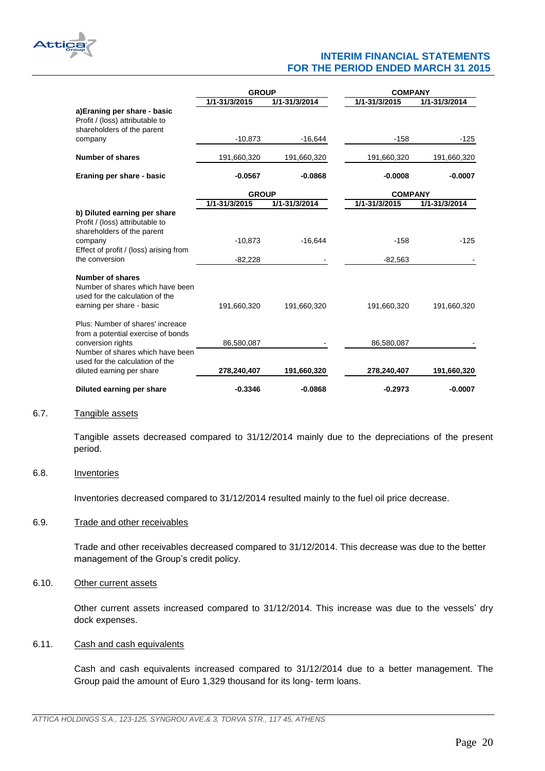| | GROUP | | COMPANY | |
|---|---|---|---|---|
| | 1/1-31/3/2015 | 1/1-31/3/2014 | 1/1-31/3/2015 | 1/1-31/3/2014 |
| **a)Eraning per share - basic** | | | | |
| Profit / (loss) attributable to shareholders of the parent company | -10,873 | -16,644 | -158 | -125 |
| **Number of shares** | 191,660,320 | 191,660,320 | 191,660,320 | 191,660,320 |
| **Eraning per share - basic** | **-0.0567** | **-0.0868** | **-0.0008** | **-0.0007** |

| | GROUP | | COMPANY | |
|---|---|---|---|---|
| | 1/1-31/3/2015 | 1/1-31/3/2014 | 1/1-31/3/2015 | 1/1-31/3/2014 |
| **b) Diluted earning per share** | | | | |
| Profit / (loss) attributable to shareholders of the parent company | -10,873 | -16,644 | -158 | -125 |
| Effect of profit / (loss) arising from the conversion | -82,228 | - | -82,563 | - |
| **Number of shares** | | | | |
| Number of shares which have been used for the calculation of the earning per share - basic | 191,660,320 | 191,660,320 | 191,660,320 | 191,660,320 |
| Plus: Number of shares' increace from a potential exercise of bonds conversion rights | 86,580,087 | - | 86,580,087 | - |
| Number of shares which have been used for the calculation of the diluted earning per share | **278,240,407** | **191,660,320** | **278,240,407** | **191,660,320** |
| **Diluted earning per share** | **-0.3346** | **-0.0868** | **-0.2973** | **-0.0007** |

### 6.7. Tangible assets

Tangible assets decreased compared to 31/12/2014 mainly due to the depreciations of the present period.

### 6.8. Inventories

Inventories decreased compared to 31/12/2014 resulted mainly to the fuel oil price decrease.

### 6.9. Trade and other receivables

Trade and other receivables decreased compared to 31/12/2014. This decrease was due to the better management of the Group's credit policy.

### 6.10. Other current assets

Other current assets increased compared to 31/12/2014. This increase was due to the vessels' dry dock expenses.

### 6.11. Cash and cash equivalents

Cash and cash equivalents increased compared to 31/12/2014 due to a better management. The Group paid the amount of Euro 1,329 thousand for its long- term loans.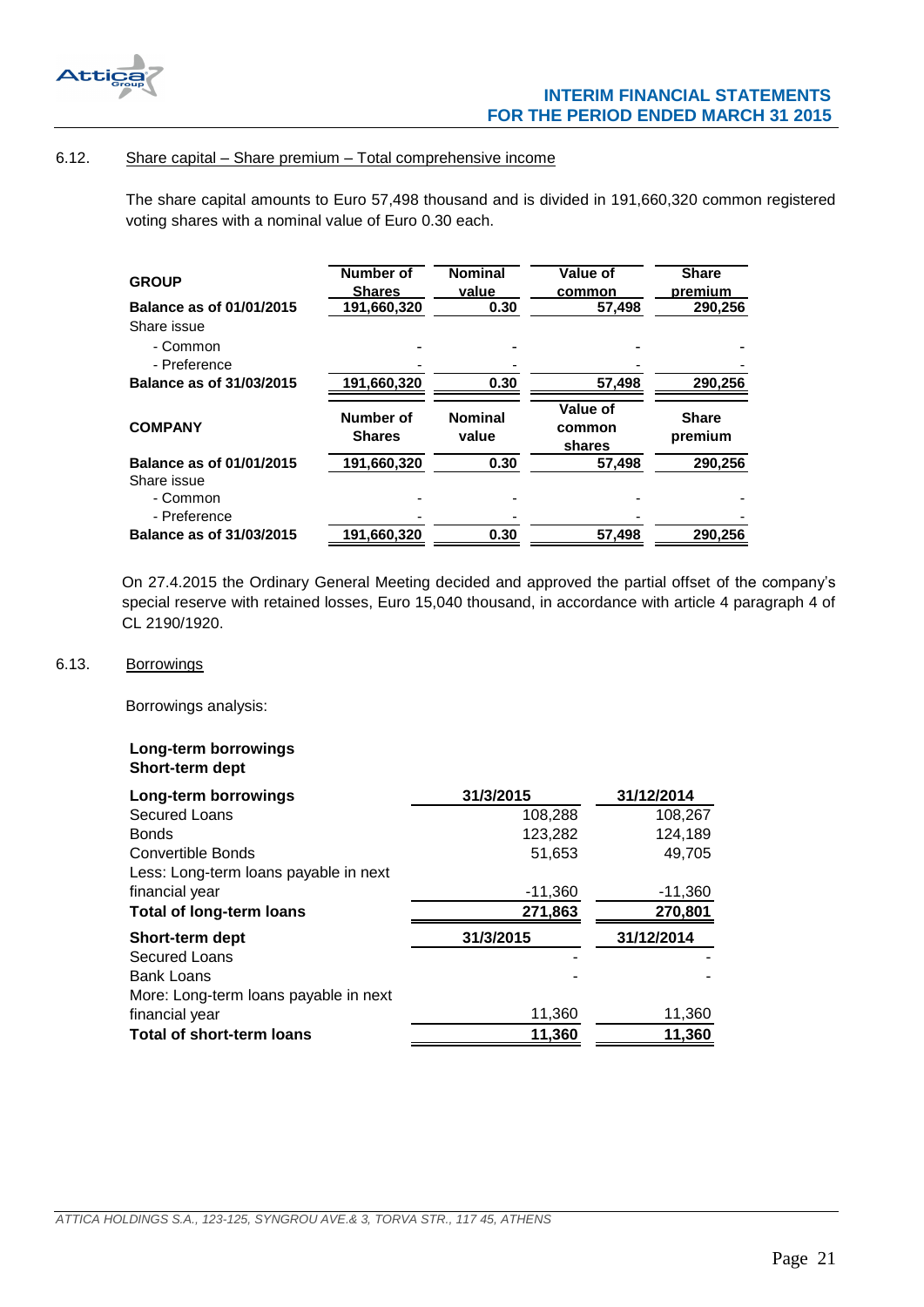### 6.12. Share capital – Share premium – Total comprehensive income

The share capital amounts to Euro 57,498 thousand and is divided in 191,660,320 common registered voting shares with a nominal value of Euro 0.30 each.

| GROUP | Number of Shares | Nominal value | Value of common | Share premium |
|---|---|---|---|---|
| **Balance as of 01/01/2015** | 191,660,320 | 0.30 | 57,498 | 290,256 |
| Share issue | | | | |
| - Common | - | - | - | - |
| - Preference | - | - | - | - |
| **Balance as of 31/03/2015** | 191,660,320 | 0.30 | 57,498 | 290,256 |

| COMPANY | Number of Shares | Nominal value | Value of common shares | Share premium |
|---|---|---|---|---|
| **Balance as of 01/01/2015** | 191,660,320 | 0.30 | 57,498 | 290,256 |
| Share issue | | | | |
| - Common | - | - | - | - |
| - Preference | - | - | - | - |
| **Balance as of 31/03/2015** | 191,660,320 | 0.30 | 57,498 | 290,256 |

On 27.4.2015 the Ordinary General Meeting decided and approved the partial offset of the company's special reserve with retained losses, Euro 15,040 thousand, in accordance with article 4 paragraph 4 of CL 2190/1920.

### 6.13. Borrowings

Borrowings analysis:

**Long-term borrowings**
**Short-term dept**

| **Long-term borrowings** | 31/3/2015 | 31/12/2014 |
|---|---|---|
| Secured Loans | 108,288 | 108,267 |
| Bonds | 123,282 | 124,189 |
| Convertible Bonds | 51,653 | 49,705 |
| Less: Long-term loans payable in next financial year | -11,360 | -11,360 |
| **Total of long-term loans** | 271,863 | 270,801 |

| **Short-term dept** | 31/3/2015 | 31/12/2014 |
|---|---|---|
| Secured Loans | - | - |
| Bank Loans | - | - |
| More: Long-term loans payable in next financial year | 11,360 | 11,360 |
| **Total of short-term loans** | 11,360 | 11,360 |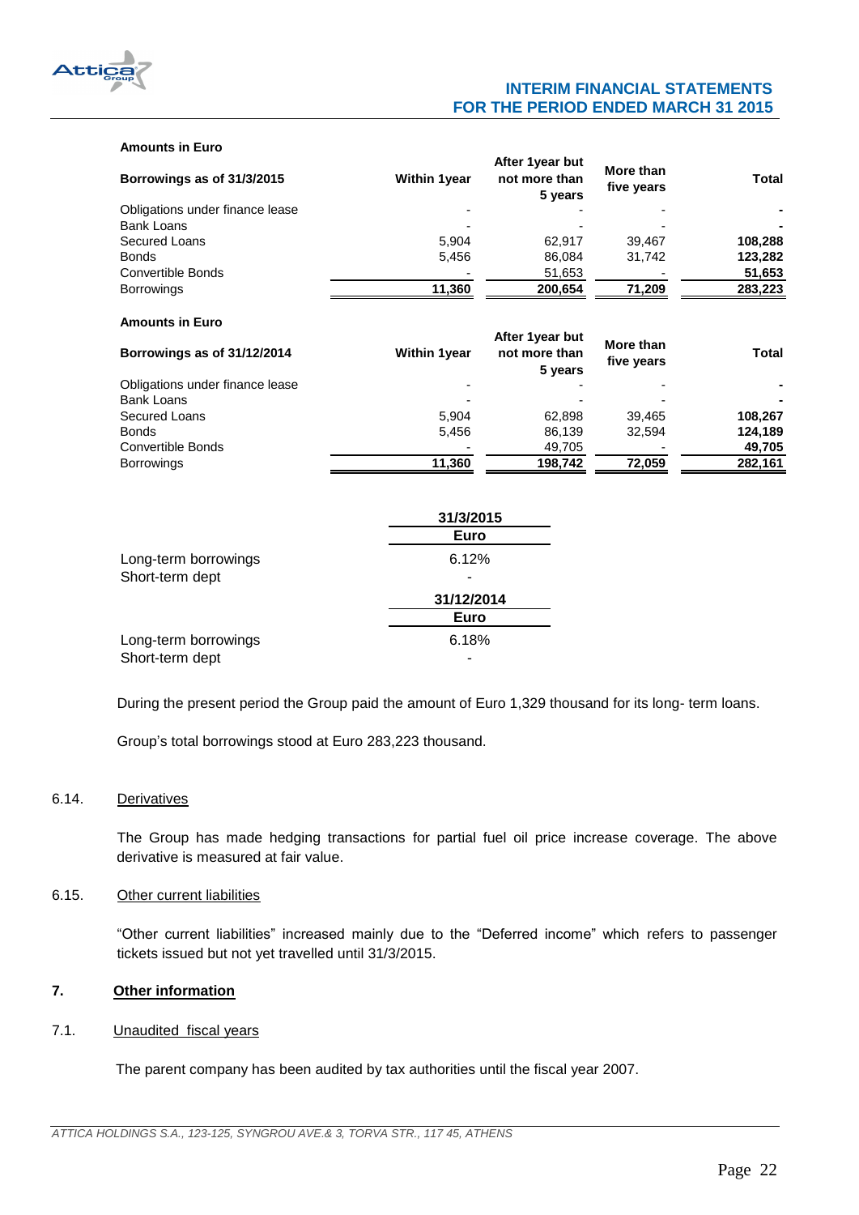**Amounts in Euro**

| Borrowings as of 31/3/2015 | Within 1year | After 1year but not more than 5 years | More than five years | Total |
|---|---|---|---|---|
| Obligations under finance lease | - | - | - | - |
| Bank Loans | - | - | - | - |
| Secured Loans | 5,904 | 62,917 | 39,467 | 108,288 |
| Bonds | 5,456 | 86,084 | 31,742 | 123,282 |
| Convertible Bonds | - | 51,653 | - | 51,653 |
| Borrowings | 11,360 | 200,654 | 71,209 | 283,223 |

**Amounts in Euro**

| Borrowings as of 31/12/2014 | Within 1year | After 1year but not more than 5 years | More than five years | Total |
|---|---|---|---|---|
| Obligations under finance lease | - | - | - | - |
| Bank Loans | - | - | - | - |
| Secured Loans | 5,904 | 62,898 | 39,465 | 108,267 |
| Bonds | 5,456 | 86,139 | 32,594 | 124,189 |
| Convertible Bonds | - | 49,705 | - | 49,705 |
| Borrowings | 11,360 | 198,742 | 72,059 | 282,161 |

| | 31/3/2015 |
|---|---|
| | Euro |
| Long-term borrowings | 6.12% |
| Short-term dept | - |

| | 31/12/2014 |
|---|---|
| | Euro |
| Long-term borrowings | 6.18% |
| Short-term dept | - |

During the present period the Group paid the amount of Euro 1,329 thousand for its long- term loans.

Group's total borrowings stood at Euro 283,223 thousand.

### 6.14. Derivatives

The Group has made hedging transactions for partial fuel oil price increase coverage. The above derivative is measured at fair value.

### 6.15. Other current liabilities

"Other current liabilities" increased mainly due to the "Deferred income" which refers to passenger tickets issued but not yet travelled until 31/3/2015.

## 7. Other information

### 7.1. Unaudited fiscal years

The parent company has been audited by tax authorities until the fiscal year 2007.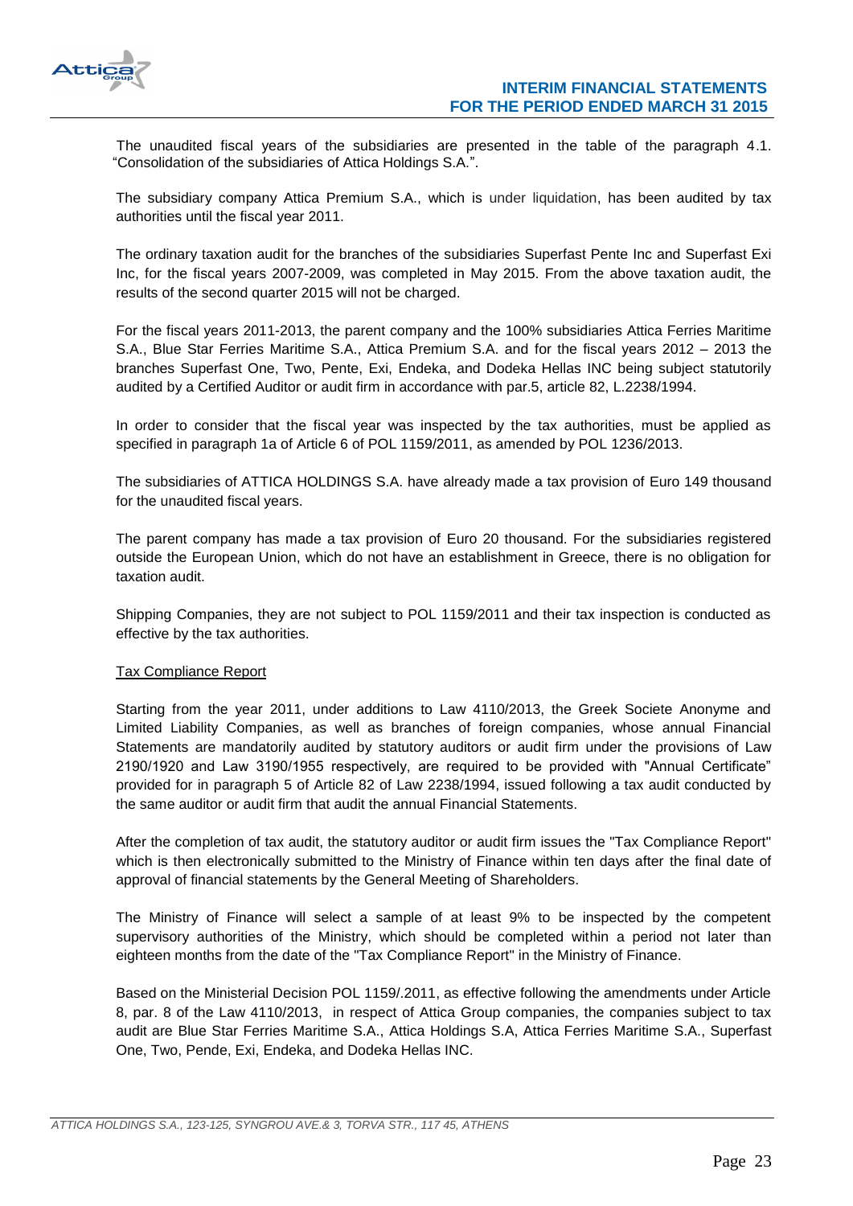The unaudited fiscal years of the subsidiaries are presented in the table of the paragraph 4.1. "Consolidation of the subsidiaries of Attica Holdings S.A.".

The subsidiary company Attica Premium S.A., which is under liquidation, has been audited by tax authorities until the fiscal year 2011.

The ordinary taxation audit for the branches of the subsidiaries Superfast Pente Inc and Superfast Exi Inc, for the fiscal years 2007-2009, was completed in May 2015. From the above taxation audit, the results of the second quarter 2015 will not be charged.

For the fiscal years 2011-2013, the parent company and the 100% subsidiaries Attica Ferries Maritime S.A., Blue Star Ferries Maritime S.A., Attica Premium S.A. and for the fiscal years 2012 – 2013 the branches Superfast One, Two, Pente, Exi, Endeka, and Dodeka Hellas INC being subject statutorily audited by a Certified Auditor or audit firm in accordance with par.5, article 82, L.2238/1994.

In order to consider that the fiscal year was inspected by the tax authorities, must be applied as specified in paragraph 1a of Article 6 of POL 1159/2011, as amended by POL 1236/2013.

The subsidiaries of ATTICA HOLDINGS S.A. have already made a tax provision of Euro 149 thousand for the unaudited fiscal years.

The parent company has made a tax provision of Euro 20 thousand. For the subsidiaries registered outside the European Union, which do not have an establishment in Greece, there is no obligation for taxation audit.

Shipping Companies, they are not subject to POL 1159/2011 and their tax inspection is conducted as effective by the tax authorities.

Tax Compliance Report

Starting from the year 2011, under additions to Law 4110/2013, the Greek Societe Anonyme and Limited Liability Companies, as well as branches of foreign companies, whose annual Financial Statements are mandatorily audited by statutory auditors or audit firm under the provisions of Law 2190/1920 and Law 3190/1955 respectively, are required to be provided with "Annual Certificate" provided for in paragraph 5 of Article 82 of Law 2238/1994, issued following a tax audit conducted by the same auditor or audit firm that audit the annual Financial Statements.

After the completion of tax audit, the statutory auditor or audit firm issues the "Tax Compliance Report" which is then electronically submitted to the Ministry of Finance within ten days after the final date of approval of financial statements by the General Meeting of Shareholders.

The Ministry of Finance will select a sample of at least 9% to be inspected by the competent supervisory authorities of the Ministry, which should be completed within a period not later than eighteen months from the date of the "Tax Compliance Report" in the Ministry of Finance.

Based on the Ministerial Decision POL 1159/.2011, as effective following the amendments under Article 8, par. 8 of the Law 4110/2013, in respect of Attica Group companies, the companies subject to tax audit are Blue Star Ferries Maritime S.A., Attica Holdings S.A, Attica Ferries Maritime S.A., Superfast One, Two, Pende, Exi, Endeka, and Dodeka Hellas INC.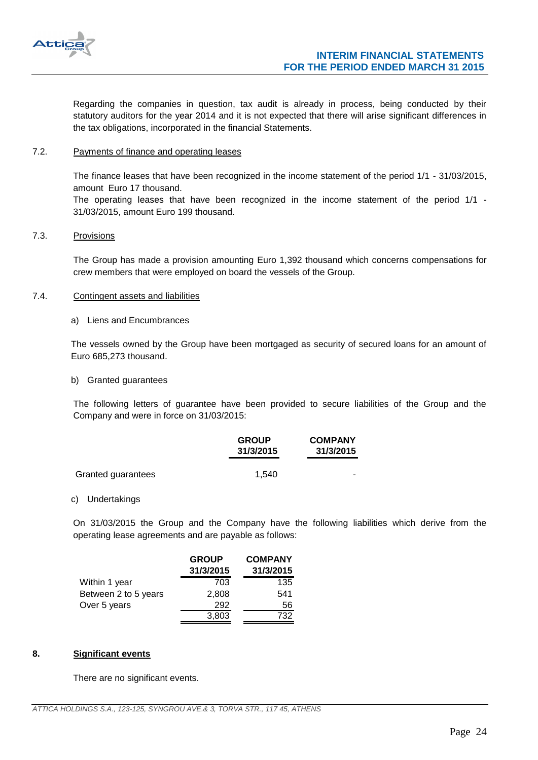Regarding the companies in question, tax audit is already in process, being conducted by their statutory auditors for the year 2014 and it is not expected that there will arise significant differences in the tax obligations, incorporated in the financial Statements.

### 7.2. Payments of finance and operating leases

The finance leases that have been recognized in the income statement of the period 1/1 - 31/03/2015, amount Euro 17 thousand.
The operating leases that have been recognized in the income statement of the period 1/1 - 31/03/2015, amount Euro 199 thousand.

### 7.3. Provisions

The Group has made a provision amounting Euro 1,392 thousand which concerns compensations for crew members that were employed on board the vessels of the Group.

### 7.4. Contingent assets and liabilities

a) Liens and Encumbrances

The vessels owned by the Group have been mortgaged as security of secured loans for an amount of Euro 685,273 thousand.

b) Granted guarantees

The following letters of guarantee have been provided to secure liabilities of the Group and the Company and were in force on 31/03/2015:

| | GROUP 31/3/2015 | COMPANY 31/3/2015 |
|---|---|---|
| Granted guarantees | 1,540 | - |

c) Undertakings

On 31/03/2015 the Group and the Company have the following liabilities which derive from the operating lease agreements and are payable as follows:

| | GROUP 31/3/2015 | COMPANY 31/3/2015 |
|---|---|---|
| Within 1 year | 703 | 135 |
| Between 2 to 5 years | 2,808 | 541 |
| Over 5 years | 292 | 56 |
| | 3,803 | 732 |

## 8. Significant events

There are no significant events.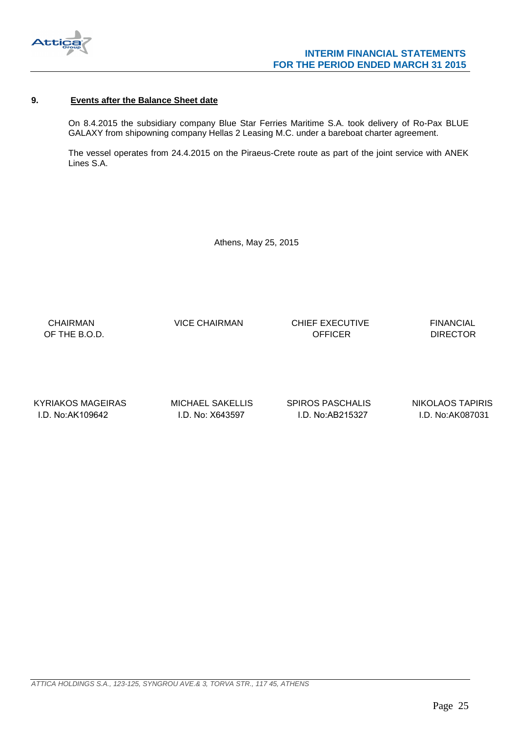## 9. Events after the Balance Sheet date

On 8.4.2015 the subsidiary company Blue Star Ferries Maritime S.A. took delivery of Ro-Pax BLUE GALAXY from shipowning company Hellas 2 Leasing M.C. under a bareboat charter agreement.

The vessel operates from 24.4.2015 on the Piraeus-Crete route as part of the joint service with ANEK Lines S.A.

Athens, May 25, 2015

| CHAIRMAN OF THE B.O.D. | VICE CHAIRMAN | CHIEF EXECUTIVE OFFICER | FINANCIAL DIRECTOR |
|---|---|---|---|
| KYRIAKOS MAGEIRAS | MICHAEL SAKELLIS | SPIROS PASCHALIS | NIKOLAOS TAPIRIS |
| I.D. No:AK109642 | I.D. No: X643597 | I.D. No:AB215327 | I.D. No:AK087031 |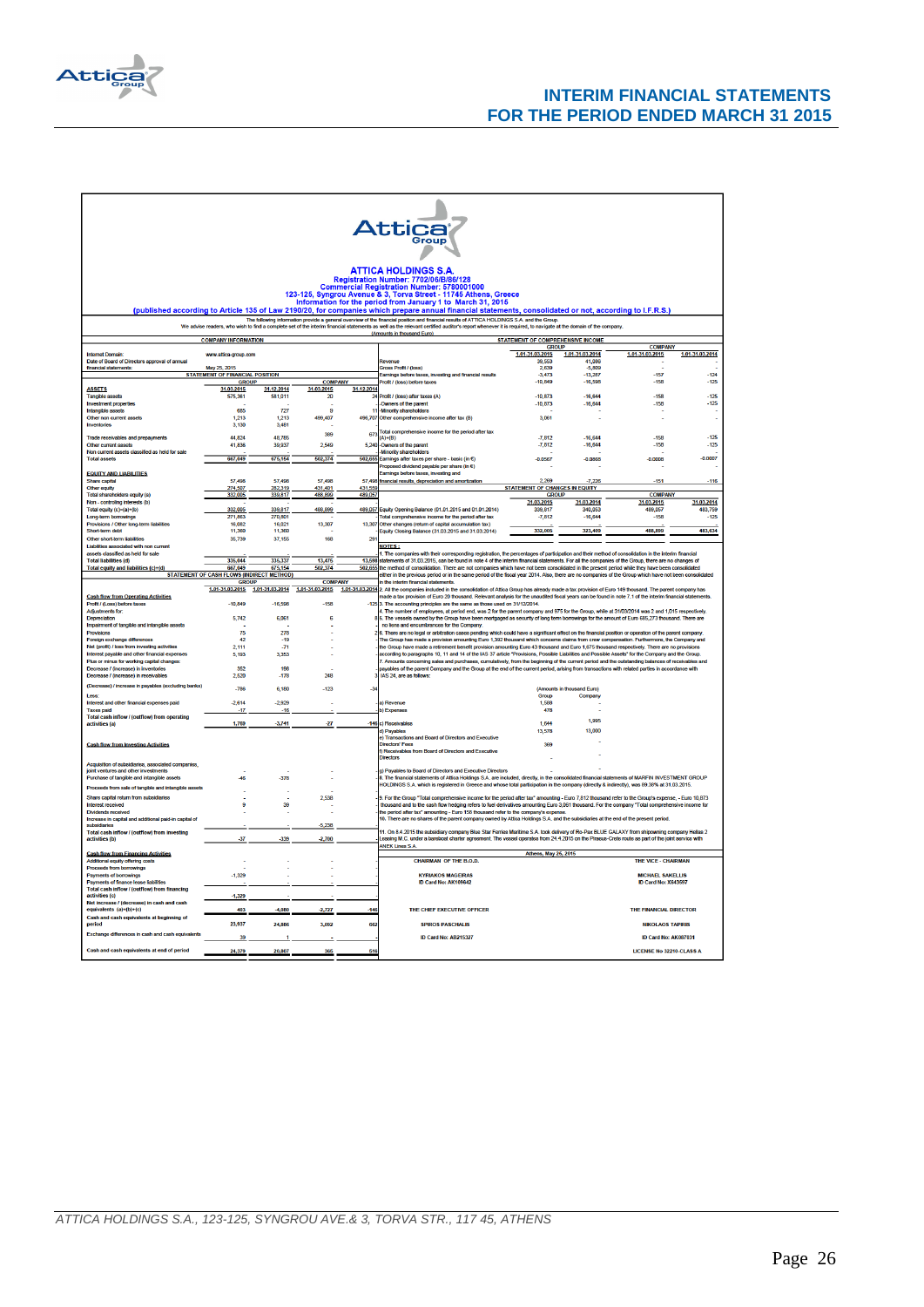# ATTICA HOLDINGS S.A.

**Registration Number: 7702/06/B/86/128**
**Commercial Registration Number: 5780001000**
**123-125, Syngrou Avenue & 3, Torva Street - 11745 Athens, Greece**
**Information for the period from January 1 to March 31, 2015**

**(published according to Article 135 of Law 2190/20, for companies which prepare annual financial statements, consolidated or not, according to I.F.R.S.)**

The following information provide a general overview of the financial position and financial results of ATTICA HOLDINGS S.A. and the Group.
We advise readers, who wish to find a complete set of the interim financial statements as well as the relevant certified auditor's report whenever it is required, to navigate at the domain of the company.
(Amounts in thousand Euro)

## COMPANY INFORMATION

| | |
|---|---|
| Internet Domain: | www.attica-group.com |
| Date of Board of Directors approval of annual financial statements: | May 25, 2015 |

## STATEMENT OF FINANCIAL POSITION

| | GROUP 31.03.2015 | GROUP 31.12.2014 | COMPANY 31.03.2015 | COMPANY 31.12.2014 |
|---|---|---|---|---|
| **ASSETS** | | | | |
| Tangible assets | 575,361 | 581,011 | 20 | 24 |
| Investment properties | - | - | - | - |
| Intangible assets | 685 | 727 | 8 | 11 |
| Other non current assets | 1,213 | 1,213 | 499,407 | 496,707 |
| Inventories | 3,130 | 3,481 | - | - |
| Trade receivables and prepayments | 44,824 | 48,785 | 389 | 673 |
| Other current assets | 41,836 | 39,937 | 2,549 | 5,240 |
| Non current assets classified as held for sale | - | - | - | - |
| Total assets | 667,049 | 675,154 | 502,374 | 502,655 |
| **EQUITY AND LIABILITIES** | | | | |
| Share capital | 57,498 | 57,498 | 57,498 | 57,498 |
| Other equity | 274,507 | 282,319 | 431,401 | 431,559 |
| Total shareholders equity (a) | 332,005 | 339,817 | 488,899 | 489,057 |
| Non - controlling interests (b) | - | - | - | - |
| Total equity (c)=(a)+(b) | 332,005 | 339,817 | 488,899 | 489,057 |
| Long-term borrowings | 271,863 | 270,801 | - | - |
| Provisions / Other long-term liabilities | 16,082 | 16,021 | 13,307 | 13,307 |
| Short-term debt | 11,360 | 11,360 | - | - |
| Other short-term liabilities | 35,739 | 37,155 | 168 | 291 |
| Liabilities associated with non current assets classified as held for sale | - | - | - | - |
| Total liabilities (d) | 335,044 | 335,337 | 13,475 | 13,598 |
| Total equity and liabilities (c)+(d) | 667,049 | 675,154 | 502,374 | 502,655 |

## STATEMENT OF CASH FLOWS (INDIRECT METHOD)

| | GROUP 1.01-31.03.2015 | GROUP 1.01-31.03.2014 | COMPANY 1.01-31.03.2015 | COMPANY 1.01-31.03.2014 |
|---|---|---|---|---|
| **Cash flow from Operating Activities** | | | | |
| Profit / (Loss) before taxes | -10,849 | -16,598 | -158 | -125 |
| Adjustments for: | | | | |
| Depreciation | 5,742 | 6,061 | 6 | 8 |
| Impairment of tangible and intangible assets | - | - | - | - |
| Provisions | 75 | 278 | - | 2 |
| Foreign exchange differences | 42 | -19 | - | - |
| Net (profit) / loss from investing activities | 2,111 | -71 | - | - |
| Interest payable and other financial expenses | 5,193 | 3,353 | - | - |
| Plus or minus for working capital changes: | | | | |
| Decrease / (increase) in inventories | 352 | 198 | - | - |
| Decrease / (increase) in receivables | 2,520 | -178 | 248 | 3 |
| (Decrease) / increase in payables (excluding banks) | -786 | 6,180 | -123 | -34 |
| Less: | | | | |
| Interest and other financial expenses paid | -2,614 | -2,929 | - | - |
| Taxes paid | -17 | -16 | - | - |
| Total cash inflow / (outflow) from operating activities (a) | 1,769 | -3,741 | -27 | -146 |
| **Cash flow from Investing Activities** | | | | |
| Acquisition of subsidiaries, associated companies, joint ventures and other investments | - | - | - | - |
| Purchase of tangible and intangible assets | -46 | -378 | - | - |
| Proceeds from sale of tangible and intangible assets | - | - | - | - |
| Share capital return from subsidiaries | - | - | 2,538 | - |
| Interest received | 9 | 39 | - | - |
| Dividends received | - | - | - | - |
| Increase in capital and additional paid-in capital of subsidiaries | - | - | -5,238 | - |
| Total cash inflow / (outflow) from investing activities (b) | -37 | -339 | -2,700 | - |
| **Cash flow from Financing Activities** | | | | |
| Additional equity offering costs | - | - | - | - |
| Proceeds from borrowings | - | - | - | - |
| Payments of borrowings | -1,329 | - | - | - |
| Payments of finance lease liabilities | - | - | - | - |
| Total cash inflow / (outflow) from financing activities (c) | -1,329 | - | - | - |
| Net increase / (decrease) in cash and cash equivalents (a)+(b)+(c) | 403 | -4,080 | -2,727 | -146 |
| Cash and cash equivalents at beginning of period | 23,937 | 24,886 | 3,092 | 662 |
| Exchange differences in cash and cash equivalents | 39 | 1 | - | - |
| Cash and cash equivalents at end of period | 24,379 | 20,807 | 365 | 516 |

## STATEMENT OF COMPREHENSIVE INCOME

| | GROUP 1.01-31.03.2015 | GROUP 1.01-31.03.2014 | COMPANY 1.01-31.03.2015 | COMPANY 1.01-31.03.2014 |
|---|---|---|---|---|
| Revenue | 39,553 | 41,086 | - | - |
| Gross Profit / (loss) | 2,639 | -5,809 | - | - |
| Earnings before taxes, investing and financial results | -3,473 | -13,287 | -157 | -124 |
| Profit / (loss) before taxes | -10,849 | -16,598 | -158 | -125 |
| Profit / (loss) after taxes (A) | -10,873 | -16,644 | -158 | -125 |
| -Owners of the parent | -10,873 | -16,644 | -158 | -125 |
| -Minority shareholders | - | - | - | - |
| Other comprehensive income after tax (B) | 3,061 | - | - | - |
| Total comprehensive income for the period after tax (A)+(B) | -7,812 | -16,644 | -158 | -125 |
| -Owners of the parent | -7,812 | -16,644 | -158 | -125 |
| -Minority shareholders | - | - | - | - |
| Earnings after taxes per share - basic (in €) | -0.0567 | -0.0868 | -0.0008 | -0.0007 |
| Proposed dividend payable per share (in €) | - | - | - | - |
| Earnings before taxes, investing and financial results, depreciation and amortization | 2,269 | -7,226 | -151 | -116 |

## STATEMENT OF CHANGES IN EQUITY

| | GROUP 31.03.2015 | GROUP 31.03.2014 | COMPANY 31.03.2015 | COMPANY 31.03.2014 |
|---|---|---|---|---|
| Equity Opening Balance (01.01.2015 and 01.01.2014) | 339,817 | 340,053 | 489,057 | 483,759 |
| Total comprehensive income for the period after tax | -7,812 | -16,644 | -158 | -125 |
| Other changes (return of capital accumulation tax) | - | - | - | - |
| Equity Closing Balance (31.03.2015 and 31.03.2014) | 332,005 | 323,409 | 488,899 | 483,634 |

## NOTES :

1. The companies with their corresponding registration, the percentages of participation and their method of consolidation in the Interim financial statements of 31.03.2015, can be found in note 4 of the interim financial statements. For all the companies of the Group, there are no changes of the method of consolidation. There are not companies which have not been consolidated in the present period while they have been consolidated either in the previous period or in the same period of the fiscal year 2014. Also, there are no companies of the Group which have not been consolidated in the interim financial statements.
2. All the companies included in the consolidation of Attica Group has already made a tax provision of Euro 149 thousand. The parent company has made a tax provision of Euro 20 thousand. Relevant analysis for the unaudited fiscal years can be found in note 7.1 of the interim financial statements.
3. The accounting principles are the same as those used on 31/12/2014.
4. The number of employees, at period end, was 2 for the parent company and 975 for the Group, while at 31/03/2014 was 2 and 1,015 respectively.
5. The vessels owned by the Group have been mortgaged as security of long term borrowings for the amount of Euro 685,273 thousand. There are no liens and encumbrances for the Company.
6. There are no legal or arbitration cases pending which could have a significant effect on the financial position or operation of the parent company. The Group has made a provision amounting Euro 1,392 thousand which concerns claims from crew compensation. Furthermore, the Company and the Group have made a retirement benefit provision amounting Euro 43 thousand and Euro 1,675 thousand respectively. There are no provisions according to paragraphs 10, 11 and 14 of the IAS 37 article "Provisions, Possible Liabilities and Possible Assets" for the Company and the Group.
7. Amounts concerning sales and purchases, cumulatively, from the beginning of the current period and the outstanding balances of receivables and payables of the parent Company and the Group at the end of the current period, arising from transactions with related parties in accordance with IAS 24, are as follows:

(Amounts in thousand Euro)

| | Group | Company |
|---|---|---|
| a) Revenue | 1,588 | - |
| b) Expenses | 478 | - |
| c) Receivables | 1,644 | 1,095 |
| d) Payables | 13,578 | 13,000 |
| e) Transactions and Board of Directors and Executive Directors' Fees | 369 | - |
| f) Receivables from Board of Directors and Executive Directors | - | - |
| g) Payables to Board of Directors and Executive Directors | - | - |

8. The financial statements of Attica Holdings S.A. are included, directly, in the consolidated financial statements of MARFIN INVESTMENT GROUP HOLDINGS S.A. which is registered in Greece and whose total participation in the company (directly & indirectly), was 89.38% at 31.03.2015.
9. For the Group "Total comprehensive income for the period after tax" amounting - Euro 7,812 thousand refer to the Group's expense, - Euro 10,873 thousand and to the cash flow hedging refers to fuel derivatives amounting Euro 3,061 thousand. For the company "Total comprehensive income for the period after tax" amounting - Euro 158 thousand refer to the company's expense.
10. There are no shares of the parent company owned by Attica Holdings S.A. and the subsidiaries at the end of the present period.
11. On 8.4.2015 the subsidiary company Blue Star Ferries Maritime S.A. took delivery of Ro-Pax BLUE GALAXY from shipowning company Hellas 2 Leasing M.C. under a bareboat charter agreement. The vessel operates from 24.4.2015 on the Piraeus-Crete route as part of the joint service with ANEK Lines S.A.

Athens, May 26, 2015

| | |
|---|---|
| CHAIRMAN OF THE B.O.D. | THE VICE - CHAIRMAN |
| KYRIAKOS MAGEIRAS | MICHAEL SAKELLIS |
| ID Card No: AK106642 | ID Card No: X643597 |
| THE CHIEF EXECUTIVE OFFICER | THE FINANCIAL DIRECTOR |
| SPIROS PASCHALIS | NIKOLAOS TAPIRIS |
| ID Card No: AB215327 | ID Card No: AK087031 |
| | LICENSE No 32210-CLASS A |